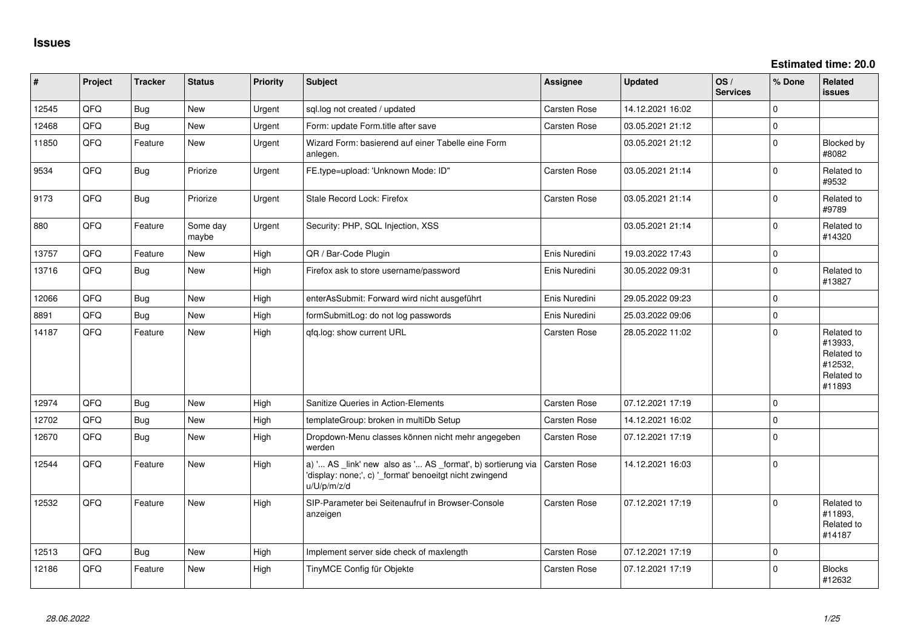# Issues

**Estimated time: 20.0**

| # | Project | Tracker | Status | Priority | Subject | Assignee | Updated | OS / Services | % Done | Related issues |
|---|---|---|---|---|---|---|---|---|---|---|
| 12545 | QFQ | Bug | New | Urgent | sql.log not created / updated | Carsten Rose | 14.12.2021 16:02 | | 0 | |
| 12468 | QFQ | Bug | New | Urgent | Form: update Form.title after save | Carsten Rose | 03.05.2021 21:12 | | 0 | |
| 11850 | QFQ | Feature | New | Urgent | Wizard Form: basierend auf einer Tabelle eine Form anlegen. | | 03.05.2021 21:12 | | 0 | Blocked by #8082 |
| 9534 | QFQ | Bug | Priorize | Urgent | FE.type=upload: 'Unknown Mode: ID" | Carsten Rose | 03.05.2021 21:14 | | 0 | Related to #9532 |
| 9173 | QFQ | Bug | Priorize | Urgent | Stale Record Lock: Firefox | Carsten Rose | 03.05.2021 21:14 | | 0 | Related to #9789 |
| 880 | QFQ | Feature | Some day maybe | Urgent | Security: PHP, SQL Injection, XSS | | 03.05.2021 21:14 | | 0 | Related to #14320 |
| 13757 | QFQ | Feature | New | High | QR / Bar-Code Plugin | Enis Nuredini | 19.03.2022 17:43 | | 0 | |
| 13716 | QFQ | Bug | New | High | Firefox ask to store username/password | Enis Nuredini | 30.05.2022 09:31 | | 0 | Related to #13827 |
| 12066 | QFQ | Bug | New | High | enterAsSubmit: Forward wird nicht ausgeführt | Enis Nuredini | 29.05.2022 09:23 | | 0 | |
| 8891 | QFQ | Bug | New | High | formSubmitLog: do not log passwords | Enis Nuredini | 25.03.2022 09:06 | | 0 | |
| 14187 | QFQ | Feature | New | High | qfq.log: show current URL | Carsten Rose | 28.05.2022 11:02 | | 0 | Related to #13933, Related to #12532, Related to #11893 |
| 12974 | QFQ | Bug | New | High | Sanitize Queries in Action-Elements | Carsten Rose | 07.12.2021 17:19 | | 0 | |
| 12702 | QFQ | Bug | New | High | templateGroup: broken in multiDb Setup | Carsten Rose | 14.12.2021 16:02 | | 0 | |
| 12670 | QFQ | Bug | New | High | Dropdown-Menu classes können nicht mehr angegeben werden | Carsten Rose | 07.12.2021 17:19 | | 0 | |
| 12544 | QFQ | Feature | New | High | a) '... AS _link' new also as '... AS _format', b) sortierung via 'display: none;', c) '_format' benoeitgt nicht zwingend u/U/p/m/z/d | Carsten Rose | 14.12.2021 16:03 | | 0 | |
| 12532 | QFQ | Feature | New | High | SIP-Parameter bei Seitenaufruf in Browser-Console anzeigen | Carsten Rose | 07.12.2021 17:19 | | 0 | Related to #11893, Related to #14187 |
| 12513 | QFQ | Bug | New | High | Implement server side check of maxlength | Carsten Rose | 07.12.2021 17:19 | | 0 | |
| 12186 | QFQ | Feature | New | High | TinyMCE Config für Objekte | Carsten Rose | 07.12.2021 17:19 | | 0 | Blocks #12632 |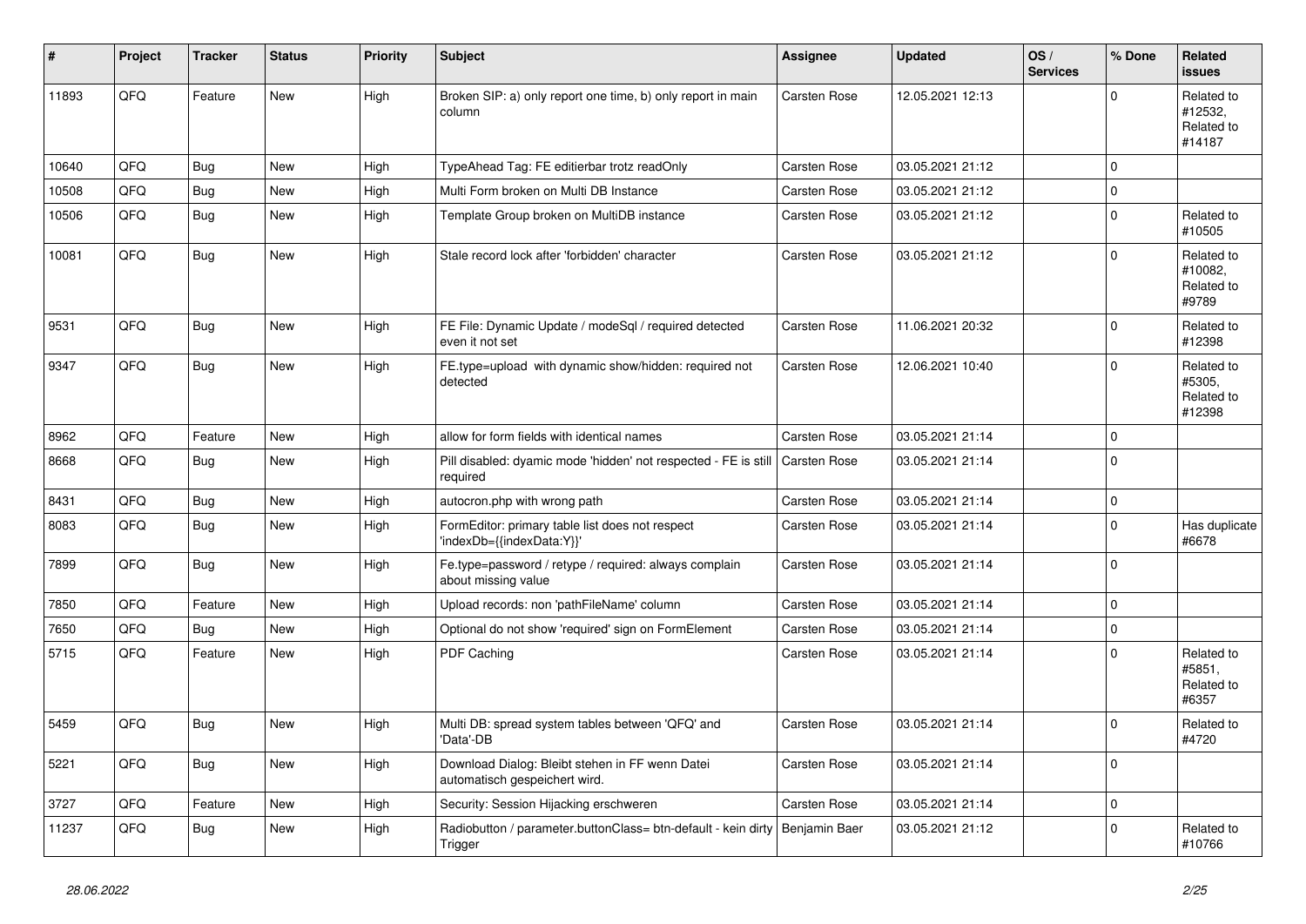| # | Project | Tracker | Status | Priority | Subject | Assignee | Updated | OS / Services | % Done | Related issues |
|---|---|---|---|---|---|---|---|---|---|---|
| 11893 | QFQ | Feature | New | High | Broken SIP: a) only report one time, b) only report in main column | Carsten Rose | 12.05.2021 12:13 | | 0 | Related to #12532, Related to #14187 |
| 10640 | QFQ | Bug | New | High | TypeAhead Tag: FE editierbar trotz readOnly | Carsten Rose | 03.05.2021 21:12 | | 0 | |
| 10508 | QFQ | Bug | New | High | Multi Form broken on Multi DB Instance | Carsten Rose | 03.05.2021 21:12 | | 0 | |
| 10506 | QFQ | Bug | New | High | Template Group broken on MultiDB instance | Carsten Rose | 03.05.2021 21:12 | | 0 | Related to #10505 |
| 10081 | QFQ | Bug | New | High | Stale record lock after 'forbidden' character | Carsten Rose | 03.05.2021 21:12 | | 0 | Related to #10082, Related to #9789 |
| 9531 | QFQ | Bug | New | High | FE File: Dynamic Update / modeSql / required detected even it not set | Carsten Rose | 11.06.2021 20:32 | | 0 | Related to #12398 |
| 9347 | QFQ | Bug | New | High | FE.type=upload with dynamic show/hidden: required not detected | Carsten Rose | 12.06.2021 10:40 | | 0 | Related to #5305, Related to #12398 |
| 8962 | QFQ | Feature | New | High | allow for form fields with identical names | Carsten Rose | 03.05.2021 21:14 | | 0 | |
| 8668 | QFQ | Bug | New | High | Pill disabled: dyamic mode 'hidden' not respected - FE is still required | Carsten Rose | 03.05.2021 21:14 | | 0 | |
| 8431 | QFQ | Bug | New | High | autocron.php with wrong path | Carsten Rose | 03.05.2021 21:14 | | 0 | |
| 8083 | QFQ | Bug | New | High | FormEditor: primary table list does not respect 'indexDb={{indexData:Y}}' | Carsten Rose | 03.05.2021 21:14 | | 0 | Has duplicate #6678 |
| 7899 | QFQ | Bug | New | High | Fe.type=password / retype / required: always complain about missing value | Carsten Rose | 03.05.2021 21:14 | | 0 | |
| 7850 | QFQ | Feature | New | High | Upload records: non 'pathFileName' column | Carsten Rose | 03.05.2021 21:14 | | 0 | |
| 7650 | QFQ | Bug | New | High | Optional do not show 'required' sign on FormElement | Carsten Rose | 03.05.2021 21:14 | | 0 | |
| 5715 | QFQ | Feature | New | High | PDF Caching | Carsten Rose | 03.05.2021 21:14 | | 0 | Related to #5851, Related to #6357 |
| 5459 | QFQ | Bug | New | High | Multi DB: spread system tables between 'QFQ' and 'Data'-DB | Carsten Rose | 03.05.2021 21:14 | | 0 | Related to #4720 |
| 5221 | QFQ | Bug | New | High | Download Dialog: Bleibt stehen in FF wenn Datei automatisch gespeichert wird. | Carsten Rose | 03.05.2021 21:14 | | 0 | |
| 3727 | QFQ | Feature | New | High | Security: Session Hijacking erschweren | Carsten Rose | 03.05.2021 21:14 | | 0 | |
| 11237 | QFQ | Bug | New | High | Radiobutton / parameter.buttonClass= btn-default - kein dirty Trigger | Benjamin Baer | 03.05.2021 21:12 | | 0 | Related to #10766 |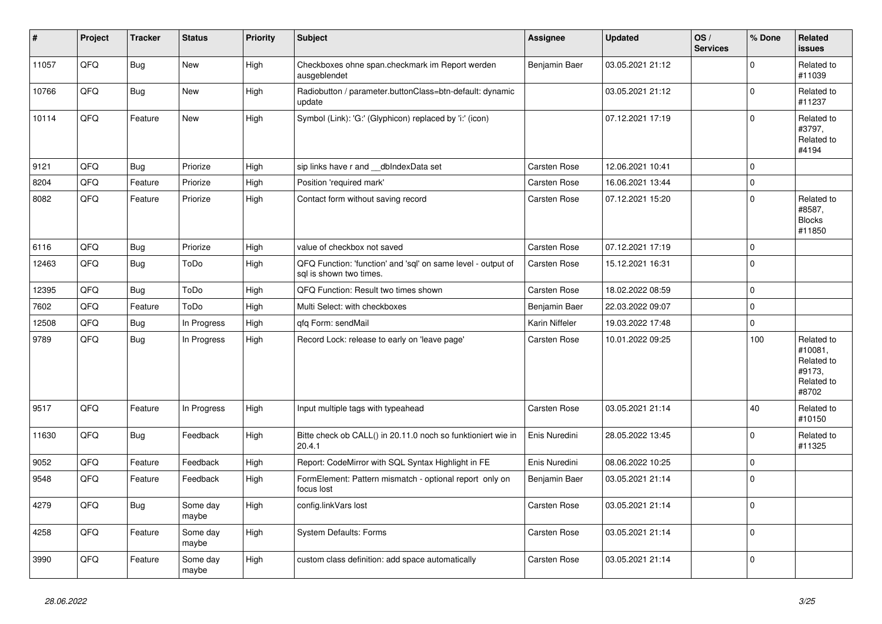| # | Project | Tracker | Status | Priority | Subject | Assignee | Updated | OS / Services | % Done | Related issues |
|---|---|---|---|---|---|---|---|---|---|---|
| 11057 | QFQ | Bug | New | High | Checkboxes ohne span.checkmark im Report werden ausgeblendet | Benjamin Baer | 03.05.2021 21:12 | | 0 | Related to #11039 |
| 10766 | QFQ | Bug | New | High | Radiobutton / parameter.buttonClass=btn-default: dynamic update | | 03.05.2021 21:12 | | 0 | Related to #11237 |
| 10114 | QFQ | Feature | New | High | Symbol (Link): 'G:' (Glyphicon) replaced by 'i:' (icon) | | 07.12.2021 17:19 | | 0 | Related to #3797, Related to #4194 |
| 9121 | QFQ | Bug | Priorize | High | sip links have r and __dbIndexData set | Carsten Rose | 12.06.2021 10:41 | | 0 | |
| 8204 | QFQ | Feature | Priorize | High | Position 'required mark' | Carsten Rose | 16.06.2021 13:44 | | 0 | |
| 8082 | QFQ | Feature | Priorize | High | Contact form without saving record | Carsten Rose | 07.12.2021 15:20 | | 0 | Related to #8587, Blocks #11850 |
| 6116 | QFQ | Bug | Priorize | High | value of checkbox not saved | Carsten Rose | 07.12.2021 17:19 | | 0 | |
| 12463 | QFQ | Bug | ToDo | High | QFQ Function: 'function' and 'sql' on same level - output of sql is shown two times. | Carsten Rose | 15.12.2021 16:31 | | 0 | |
| 12395 | QFQ | Bug | ToDo | High | QFQ Function: Result two times shown | Carsten Rose | 18.02.2022 08:59 | | 0 | |
| 7602 | QFQ | Feature | ToDo | High | Multi Select: with checkboxes | Benjamin Baer | 22.03.2022 09:07 | | 0 | |
| 12508 | QFQ | Bug | In Progress | High | qfq Form: sendMail | Karin Niffeler | 19.03.2022 17:48 | | 0 | |
| 9789 | QFQ | Bug | In Progress | High | Record Lock: release to early on 'leave page' | Carsten Rose | 10.01.2022 09:25 | | 100 | Related to #10081, Related to #9173, Related to #8702 |
| 9517 | QFQ | Feature | In Progress | High | Input multiple tags with typeahead | Carsten Rose | 03.05.2021 21:14 | | 40 | Related to #10150 |
| 11630 | QFQ | Bug | Feedback | High | Bitte check ob CALL() in 20.11.0 noch so funktioniert wie in 20.4.1 | Enis Nuredini | 28.05.2022 13:45 | | 0 | Related to #11325 |
| 9052 | QFQ | Feature | Feedback | High | Report: CodeMirror with SQL Syntax Highlight in FE | Enis Nuredini | 08.06.2022 10:25 | | 0 | |
| 9548 | QFQ | Feature | Feedback | High | FormElement: Pattern mismatch - optional report only on focus lost | Benjamin Baer | 03.05.2021 21:14 | | 0 | |
| 4279 | QFQ | Bug | Some day maybe | High | config.linkVars lost | Carsten Rose | 03.05.2021 21:14 | | 0 | |
| 4258 | QFQ | Feature | Some day maybe | High | System Defaults: Forms | Carsten Rose | 03.05.2021 21:14 | | 0 | |
| 3990 | QFQ | Feature | Some day maybe | High | custom class definition: add space automatically | Carsten Rose | 03.05.2021 21:14 | | 0 | |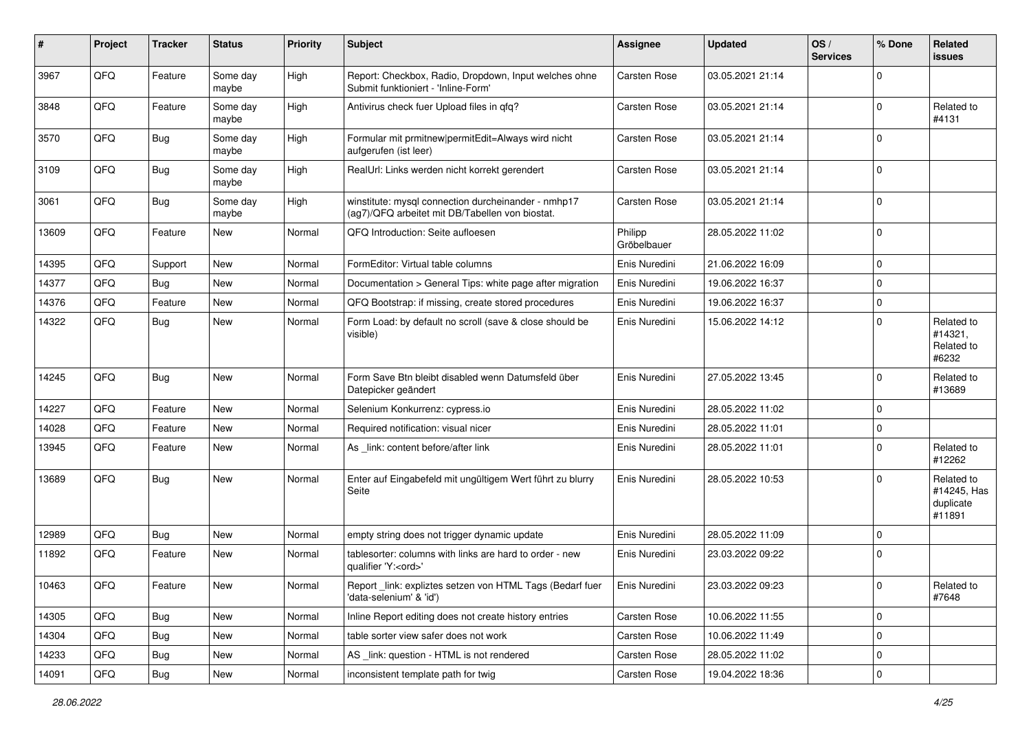| # | Project | Tracker | Status | Priority | Subject | Assignee | Updated | OS / Services | % Done | Related issues |
|---|---|---|---|---|---|---|---|---|---|---|
| 3967 | QFQ | Feature | Some day maybe | High | Report: Checkbox, Radio, Dropdown, Input welches ohne Submit funktioniert - 'Inline-Form' | Carsten Rose | 03.05.2021 21:14 | | 0 | |
| 3848 | QFQ | Feature | Some day maybe | High | Antivirus check fuer Upload files in qfq? | Carsten Rose | 03.05.2021 21:14 | | 0 | Related to #4131 |
| 3570 | QFQ | Bug | Some day maybe | High | Formular mit prmitnew\|permitEdit=Always wird nicht aufgerufen (ist leer) | Carsten Rose | 03.05.2021 21:14 | | 0 | |
| 3109 | QFQ | Bug | Some day maybe | High | RealUrl: Links werden nicht korrekt gerendert | Carsten Rose | 03.05.2021 21:14 | | 0 | |
| 3061 | QFQ | Bug | Some day maybe | High | winstitute: mysql connection durcheinander - nmhp17 (ag7)/QFQ arbeitet mit DB/Tabellen von biostat. | Carsten Rose | 03.05.2021 21:14 | | 0 | |
| 13609 | QFQ | Feature | New | Normal | QFQ Introduction: Seite aufloesen | Philipp Gröbelbauer | 28.05.2022 11:02 | | 0 | |
| 14395 | QFQ | Support | New | Normal | FormEditor: Virtual table columns | Enis Nuredini | 21.06.2022 16:09 | | 0 | |
| 14377 | QFQ | Bug | New | Normal | Documentation > General Tips: white page after migration | Enis Nuredini | 19.06.2022 16:37 | | 0 | |
| 14376 | QFQ | Feature | New | Normal | QFQ Bootstrap: if missing, create stored procedures | Enis Nuredini | 19.06.2022 16:37 | | 0 | |
| 14322 | QFQ | Bug | New | Normal | Form Load: by default no scroll (save & close should be visible) | Enis Nuredini | 15.06.2022 14:12 | | 0 | Related to #14321, Related to #6232 |
| 14245 | QFQ | Bug | New | Normal | Form Save Btn bleibt disabled wenn Datumsfeld über Datepicker geändert | Enis Nuredini | 27.05.2022 13:45 | | 0 | Related to #13689 |
| 14227 | QFQ | Feature | New | Normal | Selenium Konkurrenz: cypress.io | Enis Nuredini | 28.05.2022 11:02 | | 0 | |
| 14028 | QFQ | Feature | New | Normal | Required notification: visual nicer | Enis Nuredini | 28.05.2022 11:01 | | 0 | |
| 13945 | QFQ | Feature | New | Normal | As _link: content before/after link | Enis Nuredini | 28.05.2022 11:01 | | 0 | Related to #12262 |
| 13689 | QFQ | Bug | New | Normal | Enter auf Eingabefeld mit ungültigem Wert führt zu blurry Seite | Enis Nuredini | 28.05.2022 10:53 | | 0 | Related to #14245, Has duplicate #11891 |
| 12989 | QFQ | Bug | New | Normal | empty string does not trigger dynamic update | Enis Nuredini | 28.05.2022 11:09 | | 0 | |
| 11892 | QFQ | Feature | New | Normal | tablesorter: columns with links are hard to order - new qualifier 'Y:<ord>' | Enis Nuredini | 23.03.2022 09:22 | | 0 | |
| 10463 | QFQ | Feature | New | Normal | Report _link: expliztes setzen von HTML Tags (Bedarf fuer 'data-selenium' & 'id') | Enis Nuredini | 23.03.2022 09:23 | | 0 | Related to #7648 |
| 14305 | QFQ | Bug | New | Normal | Inline Report editing does not create history entries | Carsten Rose | 10.06.2022 11:55 | | 0 | |
| 14304 | QFQ | Bug | New | Normal | table sorter view safer does not work | Carsten Rose | 10.06.2022 11:49 | | 0 | |
| 14233 | QFQ | Bug | New | Normal | AS _link: question - HTML is not rendered | Carsten Rose | 28.05.2022 11:02 | | 0 | |
| 14091 | QFQ | Bug | New | Normal | inconsistent template path for twig | Carsten Rose | 19.04.2022 18:36 | | 0 | |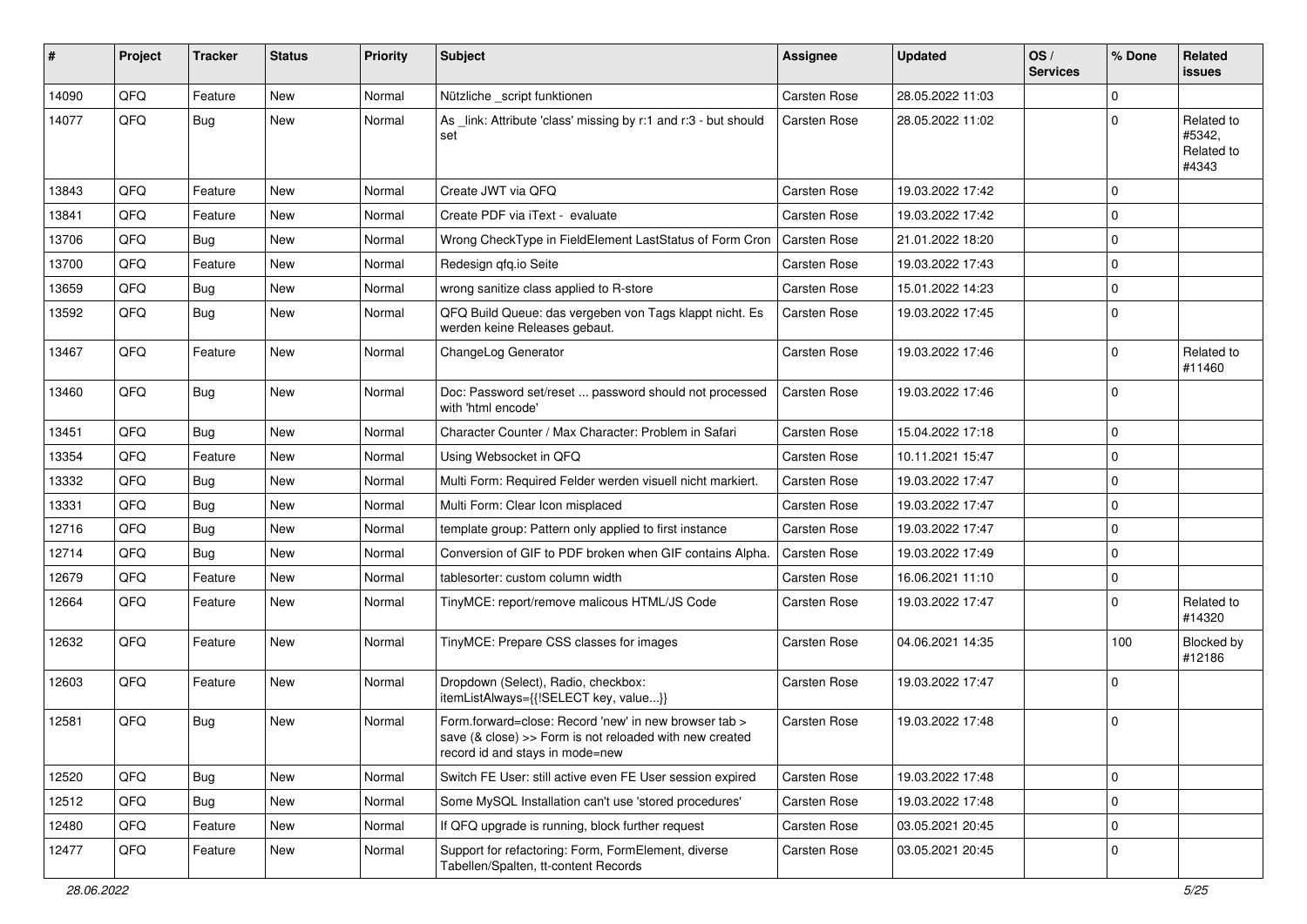| # | Project | Tracker | Status | Priority | Subject | Assignee | Updated | OS / Services | % Done | Related issues |
|---|---|---|---|---|---|---|---|---|---|---|
| 14090 | QFQ | Feature | New | Normal | Nützliche _script funktionen | Carsten Rose | 28.05.2022 11:03 | | 0 | |
| 14077 | QFQ | Bug | New | Normal | As _link: Attribute 'class' missing by r:1 and r:3 - but should set | Carsten Rose | 28.05.2022 11:02 | | 0 | Related to #5342, Related to #4343 |
| 13843 | QFQ | Feature | New | Normal | Create JWT via QFQ | Carsten Rose | 19.03.2022 17:42 | | 0 | |
| 13841 | QFQ | Feature | New | Normal | Create PDF via iText - evaluate | Carsten Rose | 19.03.2022 17:42 | | 0 | |
| 13706 | QFQ | Bug | New | Normal | Wrong CheckType in FieldElement LastStatus of Form Cron | Carsten Rose | 21.01.2022 18:20 | | 0 | |
| 13700 | QFQ | Feature | New | Normal | Redesign qfq.io Seite | Carsten Rose | 19.03.2022 17:43 | | 0 | |
| 13659 | QFQ | Bug | New | Normal | wrong sanitize class applied to R-store | Carsten Rose | 15.01.2022 14:23 | | 0 | |
| 13592 | QFQ | Bug | New | Normal | QFQ Build Queue: das vergeben von Tags klappt nicht. Es werden keine Releases gebaut. | Carsten Rose | 19.03.2022 17:45 | | 0 | |
| 13467 | QFQ | Feature | New | Normal | ChangeLog Generator | Carsten Rose | 19.03.2022 17:46 | | 0 | Related to #11460 |
| 13460 | QFQ | Bug | New | Normal | Doc: Password set/reset ... password should not processed with 'html encode' | Carsten Rose | 19.03.2022 17:46 | | 0 | |
| 13451 | QFQ | Bug | New | Normal | Character Counter / Max Character: Problem in Safari | Carsten Rose | 15.04.2022 17:18 | | 0 | |
| 13354 | QFQ | Feature | New | Normal | Using Websocket in QFQ | Carsten Rose | 10.11.2021 15:47 | | 0 | |
| 13332 | QFQ | Bug | New | Normal | Multi Form: Required Felder werden visuell nicht markiert. | Carsten Rose | 19.03.2022 17:47 | | 0 | |
| 13331 | QFQ | Bug | New | Normal | Multi Form: Clear Icon misplaced | Carsten Rose | 19.03.2022 17:47 | | 0 | |
| 12716 | QFQ | Bug | New | Normal | template group: Pattern only applied to first instance | Carsten Rose | 19.03.2022 17:47 | | 0 | |
| 12714 | QFQ | Bug | New | Normal | Conversion of GIF to PDF broken when GIF contains Alpha. | Carsten Rose | 19.03.2022 17:49 | | 0 | |
| 12679 | QFQ | Feature | New | Normal | tablesorter: custom column width | Carsten Rose | 16.06.2021 11:10 | | 0 | |
| 12664 | QFQ | Feature | New | Normal | TinyMCE: report/remove malicous HTML/JS Code | Carsten Rose | 19.03.2022 17:47 | | 0 | Related to #14320 |
| 12632 | QFQ | Feature | New | Normal | TinyMCE: Prepare CSS classes for images | Carsten Rose | 04.06.2021 14:35 | | 100 | Blocked by #12186 |
| 12603 | QFQ | Feature | New | Normal | Dropdown (Select), Radio, checkbox: itemListAlways={{!SELECT key, value...}} | Carsten Rose | 19.03.2022 17:47 | | 0 | |
| 12581 | QFQ | Bug | New | Normal | Form.forward=close: Record 'new' in new browser tab > save (& close) >> Form is not reloaded with new created record id and stays in mode=new | Carsten Rose | 19.03.2022 17:48 | | 0 | |
| 12520 | QFQ | Bug | New | Normal | Switch FE User: still active even FE User session expired | Carsten Rose | 19.03.2022 17:48 | | 0 | |
| 12512 | QFQ | Bug | New | Normal | Some MySQL Installation can't use 'stored procedures' | Carsten Rose | 19.03.2022 17:48 | | 0 | |
| 12480 | QFQ | Feature | New | Normal | If QFQ upgrade is running, block further request | Carsten Rose | 03.05.2021 20:45 | | 0 | |
| 12477 | QFQ | Feature | New | Normal | Support for refactoring: Form, FormElement, diverse Tabellen/Spalten, tt-content Records | Carsten Rose | 03.05.2021 20:45 | | 0 | |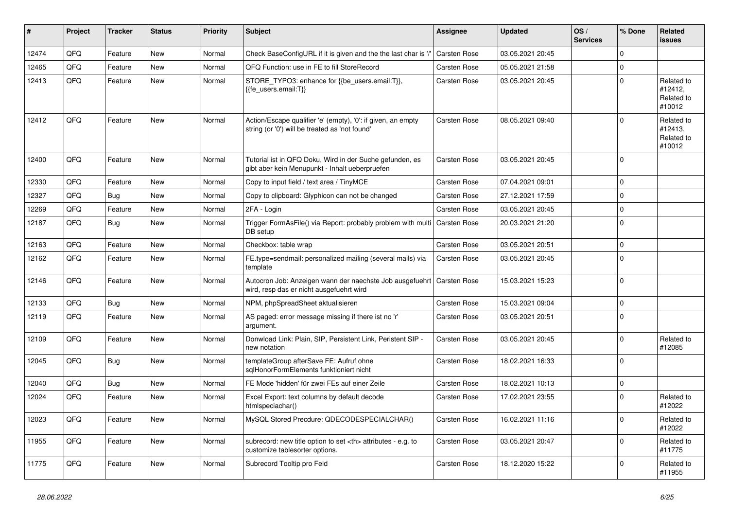| # | Project | Tracker | Status | Priority | Subject | Assignee | Updated | OS / Services | % Done | Related issues |
|---|---|---|---|---|---|---|---|---|---|---|
| 12474 | QFQ | Feature | New | Normal | Check BaseConfigURL if it is given and the the last char is '/' | Carsten Rose | 03.05.2021 20:45 | | 0 | |
| 12465 | QFQ | Feature | New | Normal | QFQ Function: use in FE to fill StoreRecord | Carsten Rose | 05.05.2021 21:58 | | 0 | |
| 12413 | QFQ | Feature | New | Normal | STORE_TYPO3: enhance for {{be_users.email:T}}, {{fe_users.email:T}} | Carsten Rose | 03.05.2021 20:45 | | 0 | Related to #12412, Related to #10012 |
| 12412 | QFQ | Feature | New | Normal | Action/Escape qualifier 'e' (empty), '0': if given, an empty string (or '0') will be treated as 'not found' | Carsten Rose | 08.05.2021 09:40 | | 0 | Related to #12413, Related to #10012 |
| 12400 | QFQ | Feature | New | Normal | Tutorial ist in QFQ Doku, Wird in der Suche gefunden, es gibt aber kein Menupunkt - Inhalt ueberpruefen | Carsten Rose | 03.05.2021 20:45 | | 0 | |
| 12330 | QFQ | Feature | New | Normal | Copy to input field / text area / TinyMCE | Carsten Rose | 07.04.2021 09:01 | | 0 | |
| 12327 | QFQ | Bug | New | Normal | Copy to clipboard: Glyphicon can not be changed | Carsten Rose | 27.12.2021 17:59 | | 0 | |
| 12269 | QFQ | Feature | New | Normal | 2FA - Login | Carsten Rose | 03.05.2021 20:45 | | 0 | |
| 12187 | QFQ | Bug | New | Normal | Trigger FormAsFile() via Report: probably problem with multi DB setup | Carsten Rose | 20.03.2021 21:20 | | 0 | |
| 12163 | QFQ | Feature | New | Normal | Checkbox: table wrap | Carsten Rose | 03.05.2021 20:51 | | 0 | |
| 12162 | QFQ | Feature | New | Normal | FE.type=sendmail: personalized mailing (several mails) via template | Carsten Rose | 03.05.2021 20:45 | | 0 | |
| 12146 | QFQ | Feature | New | Normal | Autocron Job: Anzeigen wann der naechste Job ausgefuehrt wird, resp das er nicht ausgefuehrt wird | Carsten Rose | 15.03.2021 15:23 | | 0 | |
| 12133 | QFQ | Bug | New | Normal | NPM, phpSpreadSheet aktualisieren | Carsten Rose | 15.03.2021 09:04 | | 0 | |
| 12119 | QFQ | Feature | New | Normal | AS paged: error message missing if there ist no 'r' argument. | Carsten Rose | 03.05.2021 20:51 | | 0 | |
| 12109 | QFQ | Feature | New | Normal | Donwload Link: Plain, SIP, Persistent Link, Peristent SIP - new notation | Carsten Rose | 03.05.2021 20:45 | | 0 | Related to #12085 |
| 12045 | QFQ | Bug | New | Normal | templateGroup afterSave FE: Aufruf ohne sqlHonorFormElements funktioniert nicht | Carsten Rose | 18.02.2021 16:33 | | 0 | |
| 12040 | QFQ | Bug | New | Normal | FE Mode 'hidden' für zwei FEs auf einer Zeile | Carsten Rose | 18.02.2021 10:13 | | 0 | |
| 12024 | QFQ | Feature | New | Normal | Excel Export: text columns by default decode htmlspeciachar() | Carsten Rose | 17.02.2021 23:55 | | 0 | Related to #12022 |
| 12023 | QFQ | Feature | New | Normal | MySQL Stored Precdure: QDECODESPECIALCHAR() | Carsten Rose | 16.02.2021 11:16 | | 0 | Related to #12022 |
| 11955 | QFQ | Feature | New | Normal | subrecord: new title option to set <th> attributes - e.g. to customize tablesorter options. | Carsten Rose | 03.05.2021 20:47 | | 0 | Related to #11775 |
| 11775 | QFQ | Feature | New | Normal | Subrecord Tooltip pro Feld | Carsten Rose | 18.12.2020 15:22 | | 0 | Related to #11955 |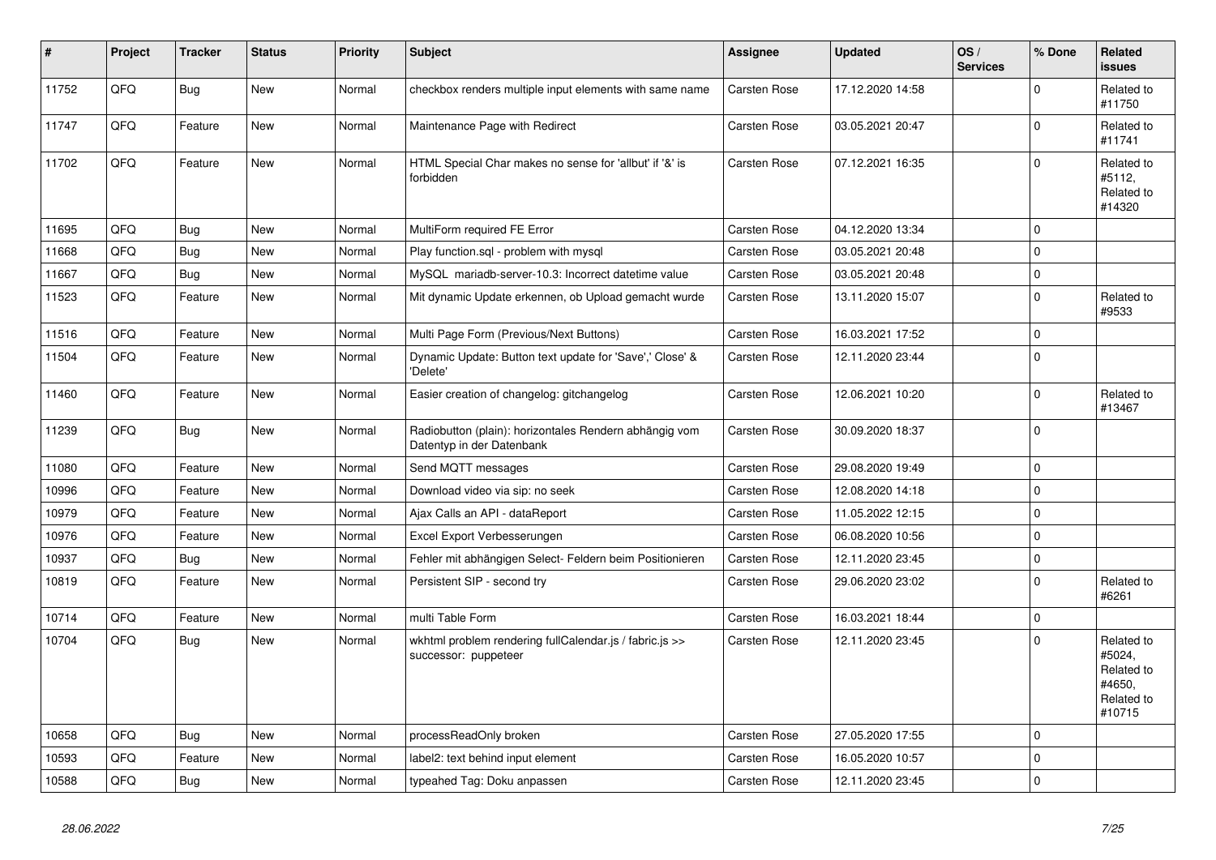| # | Project | Tracker | Status | Priority | Subject | Assignee | Updated | OS / Services | % Done | Related issues |
|---|---|---|---|---|---|---|---|---|---|---|
| 11752 | QFQ | Bug | New | Normal | checkbox renders multiple input elements with same name | Carsten Rose | 17.12.2020 14:58 | | 0 | Related to #11750 |
| 11747 | QFQ | Feature | New | Normal | Maintenance Page with Redirect | Carsten Rose | 03.05.2021 20:47 | | 0 | Related to #11741 |
| 11702 | QFQ | Feature | New | Normal | HTML Special Char makes no sense for 'allbut' if '&' is forbidden | Carsten Rose | 07.12.2021 16:35 | | 0 | Related to #5112, Related to #14320 |
| 11695 | QFQ | Bug | New | Normal | MultiForm required FE Error | Carsten Rose | 04.12.2020 13:34 | | 0 | |
| 11668 | QFQ | Bug | New | Normal | Play function.sql - problem with mysql | Carsten Rose | 03.05.2021 20:48 | | 0 | |
| 11667 | QFQ | Bug | New | Normal | MySQL mariadb-server-10.3: Incorrect datetime value | Carsten Rose | 03.05.2021 20:48 | | 0 | |
| 11523 | QFQ | Feature | New | Normal | Mit dynamic Update erkennen, ob Upload gemacht wurde | Carsten Rose | 13.11.2020 15:07 | | 0 | Related to #9533 |
| 11516 | QFQ | Feature | New | Normal | Multi Page Form (Previous/Next Buttons) | Carsten Rose | 16.03.2021 17:52 | | 0 | |
| 11504 | QFQ | Feature | New | Normal | Dynamic Update: Button text update for 'Save',' Close' & 'Delete' | Carsten Rose | 12.11.2020 23:44 | | 0 | |
| 11460 | QFQ | Feature | New | Normal | Easier creation of changelog: gitchangelog | Carsten Rose | 12.06.2021 10:20 | | 0 | Related to #13467 |
| 11239 | QFQ | Bug | New | Normal | Radiobutton (plain): horizontales Rendern abhängig vom Datentyp in der Datenbank | Carsten Rose | 30.09.2020 18:37 | | 0 | |
| 11080 | QFQ | Feature | New | Normal | Send MQTT messages | Carsten Rose | 29.08.2020 19:49 | | 0 | |
| 10996 | QFQ | Feature | New | Normal | Download video via sip: no seek | Carsten Rose | 12.08.2020 14:18 | | 0 | |
| 10979 | QFQ | Feature | New | Normal | Ajax Calls an API - dataReport | Carsten Rose | 11.05.2022 12:15 | | 0 | |
| 10976 | QFQ | Feature | New | Normal | Excel Export Verbesserungen | Carsten Rose | 06.08.2020 10:56 | | 0 | |
| 10937 | QFQ | Bug | New | Normal | Fehler mit abhängigen Select- Feldern beim Positionieren | Carsten Rose | 12.11.2020 23:45 | | 0 | |
| 10819 | QFQ | Feature | New | Normal | Persistent SIP - second try | Carsten Rose | 29.06.2020 23:02 | | 0 | Related to #6261 |
| 10714 | QFQ | Feature | New | Normal | multi Table Form | Carsten Rose | 16.03.2021 18:44 | | 0 | |
| 10704 | QFQ | Bug | New | Normal | wkhtml problem rendering fullCalendar.js / fabric.js >> successor: puppeteer | Carsten Rose | 12.11.2020 23:45 | | 0 | Related to #5024, Related to #4650, Related to #10715 |
| 10658 | QFQ | Bug | New | Normal | processReadOnly broken | Carsten Rose | 27.05.2020 17:55 | | 0 | |
| 10593 | QFQ | Feature | New | Normal | label2: text behind input element | Carsten Rose | 16.05.2020 10:57 | | 0 | |
| 10588 | QFQ | Bug | New | Normal | typeahed Tag: Doku anpassen | Carsten Rose | 12.11.2020 23:45 | | 0 | |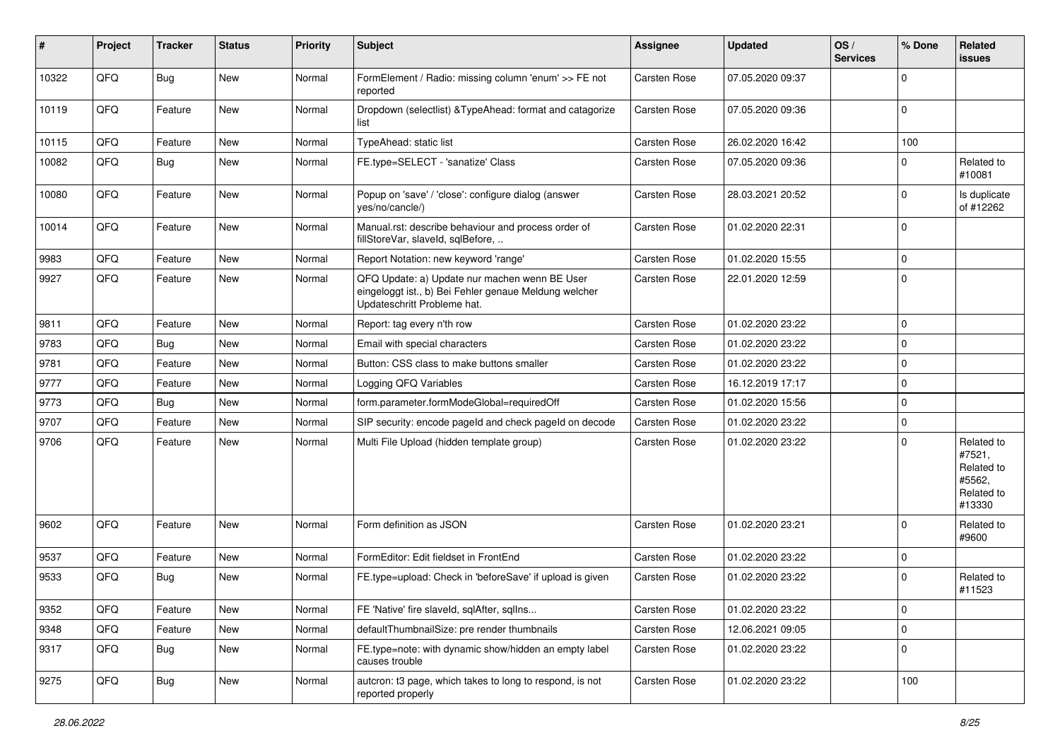| # | Project | Tracker | Status | Priority | Subject | Assignee | Updated | OS / Services | % Done | Related issues |
|---|---|---|---|---|---|---|---|---|---|---|
| 10322 | QFQ | Bug | New | Normal | FormElement / Radio: missing column 'enum' >> FE not reported | Carsten Rose | 07.05.2020 09:37 | | 0 | |
| 10119 | QFQ | Feature | New | Normal | Dropdown (selectlist) &TypeAhead: format and catagorize list | Carsten Rose | 07.05.2020 09:36 | | 0 | |
| 10115 | QFQ | Feature | New | Normal | TypeAhead: static list | Carsten Rose | 26.02.2020 16:42 | | 100 | |
| 10082 | QFQ | Bug | New | Normal | FE.type=SELECT - 'sanatize' Class | Carsten Rose | 07.05.2020 09:36 | | 0 | Related to #10081 |
| 10080 | QFQ | Feature | New | Normal | Popup on 'save' / 'close': configure dialog (answer yes/no/cancle/) | Carsten Rose | 28.03.2021 20:52 | | 0 | Is duplicate of #12262 |
| 10014 | QFQ | Feature | New | Normal | Manual.rst: describe behaviour and process order of fillStoreVar, slaveId, sqlBefore, .. | Carsten Rose | 01.02.2020 22:31 | | 0 | |
| 9983 | QFQ | Feature | New | Normal | Report Notation: new keyword 'range' | Carsten Rose | 01.02.2020 15:55 | | 0 | |
| 9927 | QFQ | Feature | New | Normal | QFQ Update: a) Update nur machen wenn BE User eingeloggt ist., b) Bei Fehler genaue Meldung welcher Updateschritt Probleme hat. | Carsten Rose | 22.01.2020 12:59 | | 0 | |
| 9811 | QFQ | Feature | New | Normal | Report: tag every n'th row | Carsten Rose | 01.02.2020 23:22 | | 0 | |
| 9783 | QFQ | Bug | New | Normal | Email with special characters | Carsten Rose | 01.02.2020 23:22 | | 0 | |
| 9781 | QFQ | Feature | New | Normal | Button: CSS class to make buttons smaller | Carsten Rose | 01.02.2020 23:22 | | 0 | |
| 9777 | QFQ | Feature | New | Normal | Logging QFQ Variables | Carsten Rose | 16.12.2019 17:17 | | 0 | |
| 9773 | QFQ | Bug | New | Normal | form.parameter.formModeGlobal=requiredOff | Carsten Rose | 01.02.2020 15:56 | | 0 | |
| 9707 | QFQ | Feature | New | Normal | SIP security: encode pageId and check pageId on decode | Carsten Rose | 01.02.2020 23:22 | | 0 | |
| 9706 | QFQ | Feature | New | Normal | Multi File Upload (hidden template group) | Carsten Rose | 01.02.2020 23:22 | | 0 | Related to #7521, Related to #5562, Related to #13330 |
| 9602 | QFQ | Feature | New | Normal | Form definition as JSON | Carsten Rose | 01.02.2020 23:21 | | 0 | Related to #9600 |
| 9537 | QFQ | Feature | New | Normal | FormEditor: Edit fieldset in FrontEnd | Carsten Rose | 01.02.2020 23:22 | | 0 | |
| 9533 | QFQ | Bug | New | Normal | FE.type=upload: Check in 'beforeSave' if upload is given | Carsten Rose | 01.02.2020 23:22 | | 0 | Related to #11523 |
| 9352 | QFQ | Feature | New | Normal | FE 'Native' fire slaveId, sqlAfter, sqlIns... | Carsten Rose | 01.02.2020 23:22 | | 0 | |
| 9348 | QFQ | Feature | New | Normal | defaultThumbnailSize: pre render thumbnails | Carsten Rose | 12.06.2021 09:05 | | 0 | |
| 9317 | QFQ | Bug | New | Normal | FE.type=note: with dynamic show/hidden an empty label causes trouble | Carsten Rose | 01.02.2020 23:22 | | 0 | |
| 9275 | QFQ | Bug | New | Normal | autcron: t3 page, which takes to long to respond, is not reported properly | Carsten Rose | 01.02.2020 23:22 | | 100 | |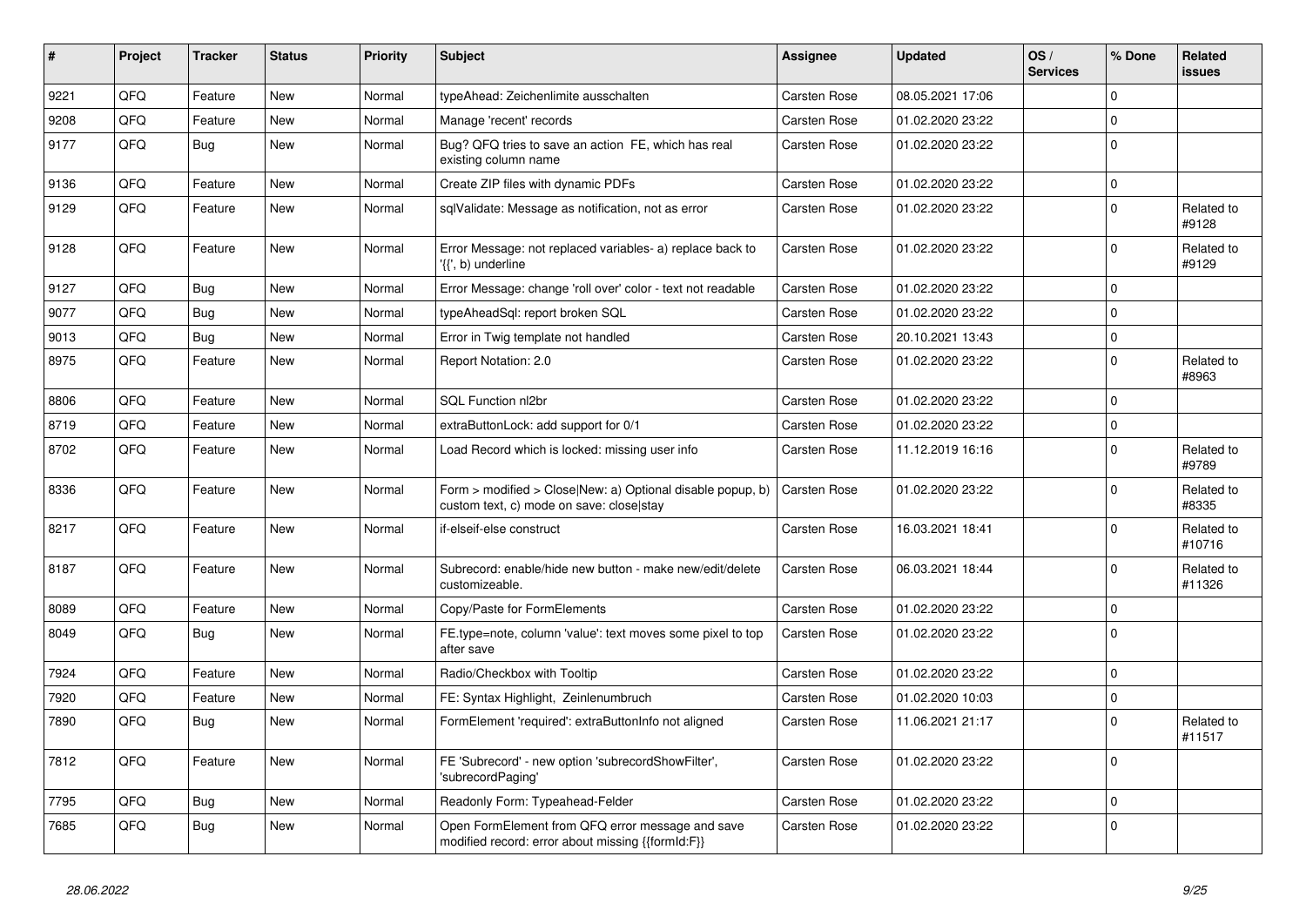| # | Project | Tracker | Status | Priority | Subject | Assignee | Updated | OS / Services | % Done | Related issues |
|---|---|---|---|---|---|---|---|---|---|---|
| 9221 | QFQ | Feature | New | Normal | typeAhead: Zeichenlimite ausschalten | Carsten Rose | 08.05.2021 17:06 | | 0 | |
| 9208 | QFQ | Feature | New | Normal | Manage 'recent' records | Carsten Rose | 01.02.2020 23:22 | | 0 | |
| 9177 | QFQ | Bug | New | Normal | Bug? QFQ tries to save an action FE, which has real existing column name | Carsten Rose | 01.02.2020 23:22 | | 0 | |
| 9136 | QFQ | Feature | New | Normal | Create ZIP files with dynamic PDFs | Carsten Rose | 01.02.2020 23:22 | | 0 | |
| 9129 | QFQ | Feature | New | Normal | sqlValidate: Message as notification, not as error | Carsten Rose | 01.02.2020 23:22 | | 0 | Related to #9128 |
| 9128 | QFQ | Feature | New | Normal | Error Message: not replaced variables- a) replace back to '{{', b) underline | Carsten Rose | 01.02.2020 23:22 | | 0 | Related to #9129 |
| 9127 | QFQ | Bug | New | Normal | Error Message: change 'roll over' color - text not readable | Carsten Rose | 01.02.2020 23:22 | | 0 | |
| 9077 | QFQ | Bug | New | Normal | typeAheadSql: report broken SQL | Carsten Rose | 01.02.2020 23:22 | | 0 | |
| 9013 | QFQ | Bug | New | Normal | Error in Twig template not handled | Carsten Rose | 20.10.2021 13:43 | | 0 | |
| 8975 | QFQ | Feature | New | Normal | Report Notation: 2.0 | Carsten Rose | 01.02.2020 23:22 | | 0 | Related to #8963 |
| 8806 | QFQ | Feature | New | Normal | SQL Function nl2br | Carsten Rose | 01.02.2020 23:22 | | 0 | |
| 8719 | QFQ | Feature | New | Normal | extraButtonLock: add support for 0/1 | Carsten Rose | 01.02.2020 23:22 | | 0 | |
| 8702 | QFQ | Feature | New | Normal | Load Record which is locked: missing user info | Carsten Rose | 11.12.2019 16:16 | | 0 | Related to #9789 |
| 8336 | QFQ | Feature | New | Normal | Form > modified > Close\|New: a) Optional disable popup, b) custom text, c) mode on save: close\|stay | Carsten Rose | 01.02.2020 23:22 | | 0 | Related to #8335 |
| 8217 | QFQ | Feature | New | Normal | if-elseif-else construct | Carsten Rose | 16.03.2021 18:41 | | 0 | Related to #10716 |
| 8187 | QFQ | Feature | New | Normal | Subrecord: enable/hide new button - make new/edit/delete customizeable. | Carsten Rose | 06.03.2021 18:44 | | 0 | Related to #11326 |
| 8089 | QFQ | Feature | New | Normal | Copy/Paste for FormElements | Carsten Rose | 01.02.2020 23:22 | | 0 | |
| 8049 | QFQ | Bug | New | Normal | FE.type=note, column 'value': text moves some pixel to top after save | Carsten Rose | 01.02.2020 23:22 | | 0 | |
| 7924 | QFQ | Feature | New | Normal | Radio/Checkbox with Tooltip | Carsten Rose | 01.02.2020 23:22 | | 0 | |
| 7920 | QFQ | Feature | New | Normal | FE: Syntax Highlight, Zeilenumbruch | Carsten Rose | 01.02.2020 10:03 | | 0 | |
| 7890 | QFQ | Bug | New | Normal | FormElement 'required': extraButtonInfo not aligned | Carsten Rose | 11.06.2021 21:17 | | 0 | Related to #11517 |
| 7812 | QFQ | Feature | New | Normal | FE 'Subrecord' - new option 'subrecordShowFilter', 'subrecordPaging' | Carsten Rose | 01.02.2020 23:22 | | 0 | |
| 7795 | QFQ | Bug | New | Normal | Readonly Form: Typeahead-Felder | Carsten Rose | 01.02.2020 23:22 | | 0 | |
| 7685 | QFQ | Bug | New | Normal | Open FormElement from QFQ error message and save modified record: error about missing {{formId:F}} | Carsten Rose | 01.02.2020 23:22 | | 0 | |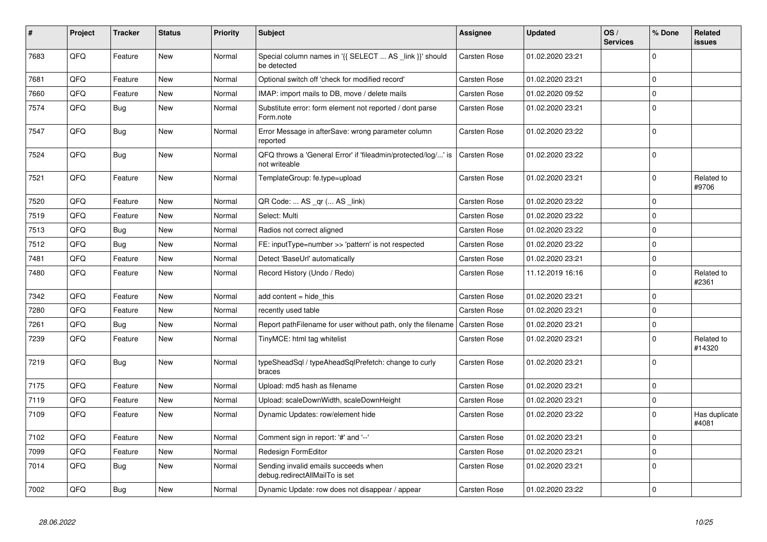| # | Project | Tracker | Status | Priority | Subject | Assignee | Updated | OS / Services | % Done | Related issues |
|---|---|---|---|---|---|---|---|---|---|---|
| 7683 | QFQ | Feature | New | Normal | Special column names in '{{ SELECT ... AS _link }}' should be detected | Carsten Rose | 01.02.2020 23:21 | | 0 | |
| 7681 | QFQ | Feature | New | Normal | Optional switch off 'check for modified record' | Carsten Rose | 01.02.2020 23:21 | | 0 | |
| 7660 | QFQ | Feature | New | Normal | IMAP: import mails to DB, move / delete mails | Carsten Rose | 01.02.2020 09:52 | | 0 | |
| 7574 | QFQ | Bug | New | Normal | Substitute error: form element not reported / dont parse Form.note | Carsten Rose | 01.02.2020 23:21 | | 0 | |
| 7547 | QFQ | Bug | New | Normal | Error Message in afterSave: wrong parameter column reported | Carsten Rose | 01.02.2020 23:22 | | 0 | |
| 7524 | QFQ | Bug | New | Normal | QFQ throws a 'General Error' if 'fileadmin/protected/log/...' is not writeable | Carsten Rose | 01.02.2020 23:22 | | 0 | |
| 7521 | QFQ | Feature | New | Normal | TemplateGroup: fe.type=upload | Carsten Rose | 01.02.2020 23:21 | | 0 | Related to #9706 |
| 7520 | QFQ | Feature | New | Normal | QR Code: ... AS _qr ( ... AS _link) | Carsten Rose | 01.02.2020 23:22 | | 0 | |
| 7519 | QFQ | Feature | New | Normal | Select: Multi | Carsten Rose | 01.02.2020 23:22 | | 0 | |
| 7513 | QFQ | Bug | New | Normal | Radios not correct aligned | Carsten Rose | 01.02.2020 23:22 | | 0 | |
| 7512 | QFQ | Bug | New | Normal | FE: inputType=number >> 'pattern' is not respected | Carsten Rose | 01.02.2020 23:22 | | 0 | |
| 7481 | QFQ | Feature | New | Normal | Detect 'BaseUrl' automatically | Carsten Rose | 01.02.2020 23:21 | | 0 | |
| 7480 | QFQ | Feature | New | Normal | Record History (Undo / Redo) | Carsten Rose | 11.12.2019 16:16 | | 0 | Related to #2361 |
| 7342 | QFQ | Feature | New | Normal | add content = hide_this | Carsten Rose | 01.02.2020 23:21 | | 0 | |
| 7280 | QFQ | Feature | New | Normal | recently used table | Carsten Rose | 01.02.2020 23:21 | | 0 | |
| 7261 | QFQ | Bug | New | Normal | Report pathFilename for user without path, only the filename | Carsten Rose | 01.02.2020 23:21 | | 0 | |
| 7239 | QFQ | Feature | New | Normal | TinyMCE: html tag whitelist | Carsten Rose | 01.02.2020 23:21 | | 0 | Related to #14320 |
| 7219 | QFQ | Bug | New | Normal | typeSheadSql / typeAheadSqlPrefetch: change to curly braces | Carsten Rose | 01.02.2020 23:21 | | 0 | |
| 7175 | QFQ | Feature | New | Normal | Upload: md5 hash as filename | Carsten Rose | 01.02.2020 23:21 | | 0 | |
| 7119 | QFQ | Feature | New | Normal | Upload: scaleDownWidth, scaleDownHeight | Carsten Rose | 01.02.2020 23:21 | | 0 | |
| 7109 | QFQ | Feature | New | Normal | Dynamic Updates: row/element hide | Carsten Rose | 01.02.2020 23:22 | | 0 | Has duplicate #4081 |
| 7102 | QFQ | Feature | New | Normal | Comment sign in report: '#' and '--' | Carsten Rose | 01.02.2020 23:21 | | 0 | |
| 7099 | QFQ | Feature | New | Normal | Redesign FormEditor | Carsten Rose | 01.02.2020 23:21 | | 0 | |
| 7014 | QFQ | Bug | New | Normal | Sending invalid emails succeeds when debug.redirectAllMailTo is set | Carsten Rose | 01.02.2020 23:21 | | 0 | |
| 7002 | QFQ | Bug | New | Normal | Dynamic Update: row does not disappear / appear | Carsten Rose | 01.02.2020 23:22 | | 0 | |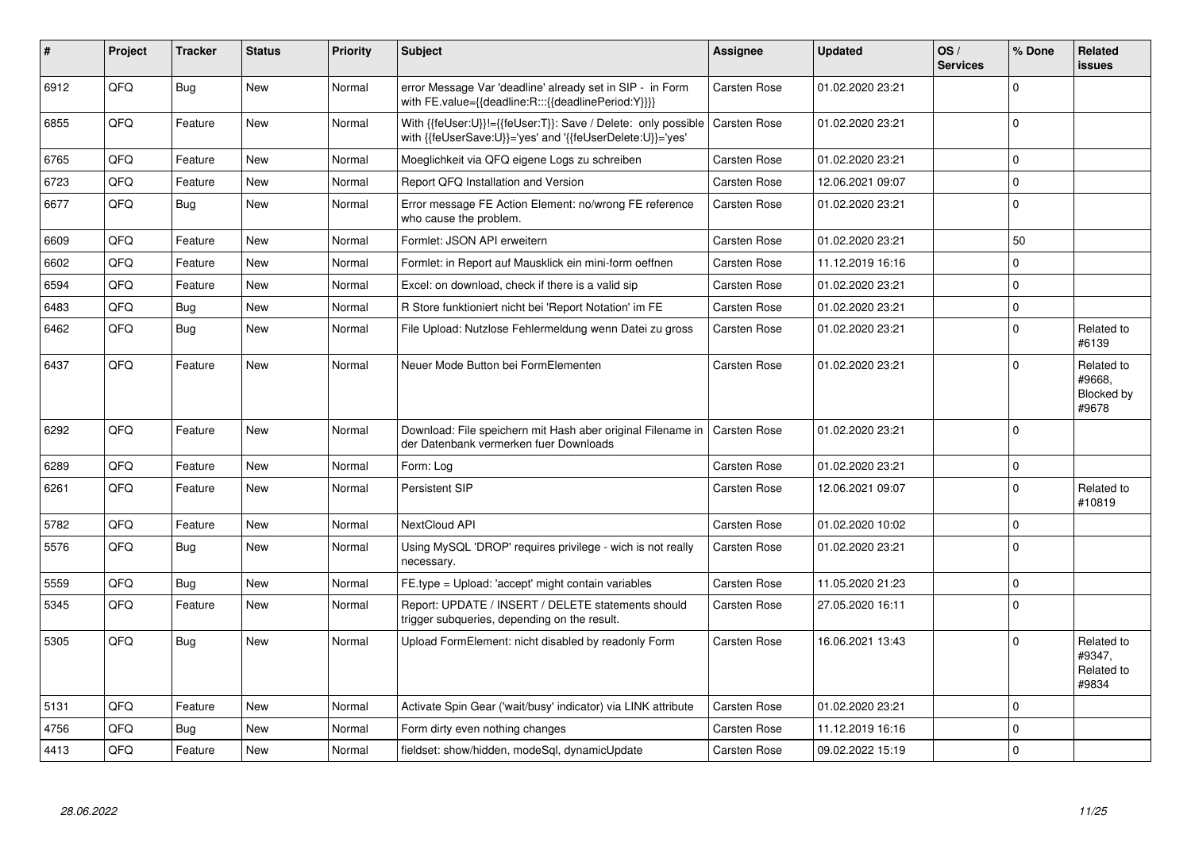| # | Project | Tracker | Status | Priority | Subject | Assignee | Updated | OS / Services | % Done | Related issues |
|---|---|---|---|---|---|---|---|---|---|---|
| 6912 | QFQ | Bug | New | Normal | error Message Var 'deadline' already set in SIP - in Form with FE.value={{deadline:R:::{{deadlinePeriod:Y}}}} | Carsten Rose | 01.02.2020 23:21 | | 0 | |
| 6855 | QFQ | Feature | New | Normal | With {{feUser:U}}!={{feUser:T}}: Save / Delete: only possible with {{feUserSave:U}}='yes' and '{{feUserDelete:U}}='yes' | Carsten Rose | 01.02.2020 23:21 | | 0 | |
| 6765 | QFQ | Feature | New | Normal | Moeglichkeit via QFQ eigene Logs zu schreiben | Carsten Rose | 01.02.2020 23:21 | | 0 | |
| 6723 | QFQ | Feature | New | Normal | Report QFQ Installation and Version | Carsten Rose | 12.06.2021 09:07 | | 0 | |
| 6677 | QFQ | Bug | New | Normal | Error message FE Action Element: no/wrong FE reference who cause the problem. | Carsten Rose | 01.02.2020 23:21 | | 0 | |
| 6609 | QFQ | Feature | New | Normal | Formlet: JSON API erweitern | Carsten Rose | 01.02.2020 23:21 | | 50 | |
| 6602 | QFQ | Feature | New | Normal | Formlet: in Report auf Mausklick ein mini-form oeffnen | Carsten Rose | 11.12.2019 16:16 | | 0 | |
| 6594 | QFQ | Feature | New | Normal | Excel: on download, check if there is a valid sip | Carsten Rose | 01.02.2020 23:21 | | 0 | |
| 6483 | QFQ | Bug | New | Normal | R Store funktioniert nicht bei 'Report Notation' im FE | Carsten Rose | 01.02.2020 23:21 | | 0 | |
| 6462 | QFQ | Bug | New | Normal | File Upload: Nutzlose Fehlermeldung wenn Datei zu gross | Carsten Rose | 01.02.2020 23:21 | | 0 | Related to #6139 |
| 6437 | QFQ | Feature | New | Normal | Neuer Mode Button bei FormElementen | Carsten Rose | 01.02.2020 23:21 | | 0 | Related to #9668, Blocked by #9678 |
| 6292 | QFQ | Feature | New | Normal | Download: File speichern mit Hash aber original Filename in der Datenbank vermerken fuer Downloads | Carsten Rose | 01.02.2020 23:21 | | 0 | |
| 6289 | QFQ | Feature | New | Normal | Form: Log | Carsten Rose | 01.02.2020 23:21 | | 0 | |
| 6261 | QFQ | Feature | New | Normal | Persistent SIP | Carsten Rose | 12.06.2021 09:07 | | 0 | Related to #10819 |
| 5782 | QFQ | Feature | New | Normal | NextCloud API | Carsten Rose | 01.02.2020 10:02 | | 0 | |
| 5576 | QFQ | Bug | New | Normal | Using MySQL 'DROP' requires privilege - wich is not really necessary. | Carsten Rose | 01.02.2020 23:21 | | 0 | |
| 5559 | QFQ | Bug | New | Normal | FE.type = Upload: 'accept' might contain variables | Carsten Rose | 11.05.2020 21:23 | | 0 | |
| 5345 | QFQ | Feature | New | Normal | Report: UPDATE / INSERT / DELETE statements should trigger subqueries, depending on the result. | Carsten Rose | 27.05.2020 16:11 | | 0 | |
| 5305 | QFQ | Bug | New | Normal | Upload FormElement: nicht disabled by readonly Form | Carsten Rose | 16.06.2021 13:43 | | 0 | Related to #9347, Related to #9834 |
| 5131 | QFQ | Feature | New | Normal | Activate Spin Gear ('wait/busy' indicator) via LINK attribute | Carsten Rose | 01.02.2020 23:21 | | 0 | |
| 4756 | QFQ | Bug | New | Normal | Form dirty even nothing changes | Carsten Rose | 11.12.2019 16:16 | | 0 | |
| 4413 | QFQ | Feature | New | Normal | fieldset: show/hidden, modeSql, dynamicUpdate | Carsten Rose | 09.02.2022 15:19 | | 0 | |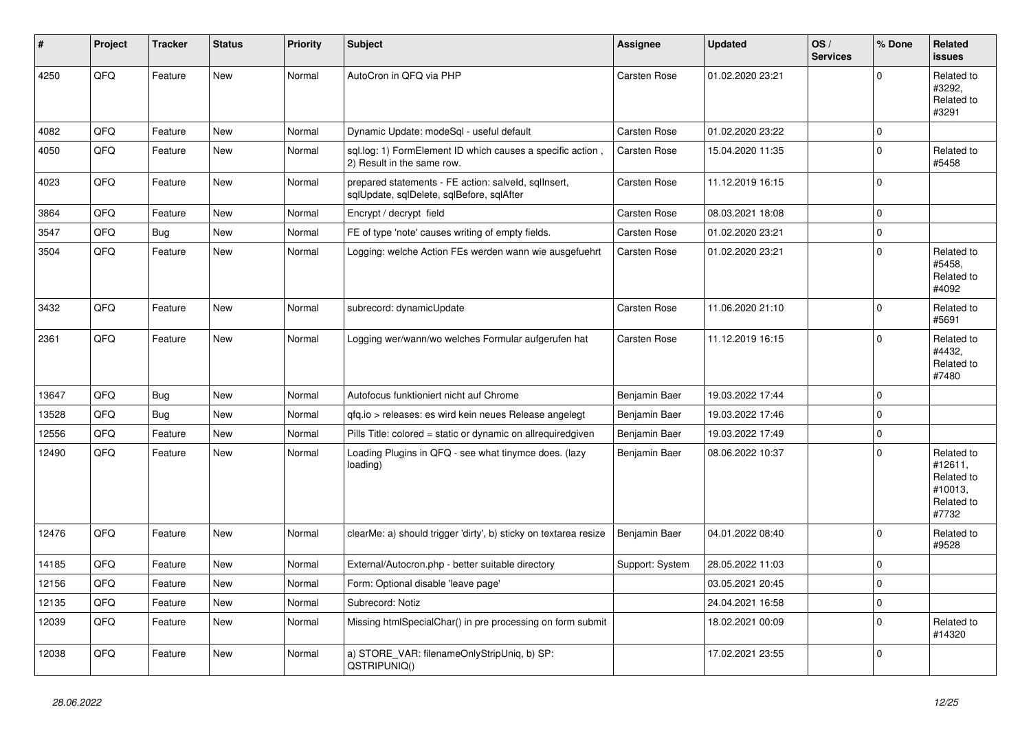| # | Project | Tracker | Status | Priority | Subject | Assignee | Updated | OS / Services | % Done | Related issues |
|---|---|---|---|---|---|---|---|---|---|---|
| 4250 | QFQ | Feature | New | Normal | AutoCron in QFQ via PHP | Carsten Rose | 01.02.2020 23:21 | | 0 | Related to #3292, Related to #3291 |
| 4082 | QFQ | Feature | New | Normal | Dynamic Update: modeSql - useful default | Carsten Rose | 01.02.2020 23:22 | | 0 | |
| 4050 | QFQ | Feature | New | Normal | sql.log: 1) FormElement ID which causes a specific action , 2) Result in the same row. | Carsten Rose | 15.04.2020 11:35 | | 0 | Related to #5458 |
| 4023 | QFQ | Feature | New | Normal | prepared statements - FE action: salveld, sqlInsert, sqlUpdate, sqlDelete, sqlBefore, sqlAfter | Carsten Rose | 11.12.2019 16:15 | | 0 | |
| 3864 | QFQ | Feature | New | Normal | Encrypt / decrypt field | Carsten Rose | 08.03.2021 18:08 | | 0 | |
| 3547 | QFQ | Bug | New | Normal | FE of type 'note' causes writing of empty fields. | Carsten Rose | 01.02.2020 23:21 | | 0 | |
| 3504 | QFQ | Feature | New | Normal | Logging: welche Action FEs werden wann wie ausgefuehrt | Carsten Rose | 01.02.2020 23:21 | | 0 | Related to #5458, Related to #4092 |
| 3432 | QFQ | Feature | New | Normal | subrecord: dynamicUpdate | Carsten Rose | 11.06.2020 21:10 | | 0 | Related to #5691 |
| 2361 | QFQ | Feature | New | Normal | Logging wer/wann/wo welches Formular aufgerufen hat | Carsten Rose | 11.12.2019 16:15 | | 0 | Related to #4432, Related to #7480 |
| 13647 | QFQ | Bug | New | Normal | Autofocus funktioniert nicht auf Chrome | Benjamin Baer | 19.03.2022 17:44 | | 0 | |
| 13528 | QFQ | Bug | New | Normal | qfq.io > releases: es wird kein neues Release angelegt | Benjamin Baer | 19.03.2022 17:46 | | 0 | |
| 12556 | QFQ | Feature | New | Normal | Pills Title: colored = static or dynamic on allrequiredgiven | Benjamin Baer | 19.03.2022 17:49 | | 0 | |
| 12490 | QFQ | Feature | New | Normal | Loading Plugins in QFQ - see what tinymce does. (lazy loading) | Benjamin Baer | 08.06.2022 10:37 | | 0 | Related to #12611, Related to #10013, Related to #7732 |
| 12476 | QFQ | Feature | New | Normal | clearMe: a) should trigger 'dirty', b) sticky on textarea resize | Benjamin Baer | 04.01.2022 08:40 | | 0 | Related to #9528 |
| 14185 | QFQ | Feature | New | Normal | External/Autocron.php - better suitable directory | Support: System | 28.05.2022 11:03 | | 0 | |
| 12156 | QFQ | Feature | New | Normal | Form: Optional disable 'leave page' | | 03.05.2021 20:45 | | 0 | |
| 12135 | QFQ | Feature | New | Normal | Subrecord: Notiz | | 24.04.2021 16:58 | | 0 | |
| 12039 | QFQ | Feature | New | Normal | Missing htmlSpecialChar() in pre processing on form submit | | 18.02.2021 00:09 | | 0 | Related to #14320 |
| 12038 | QFQ | Feature | New | Normal | a) STORE_VAR: filenameOnlyStripUniq, b) SP: QSTRIPUNIQ() | | 17.02.2021 23:55 | | 0 | |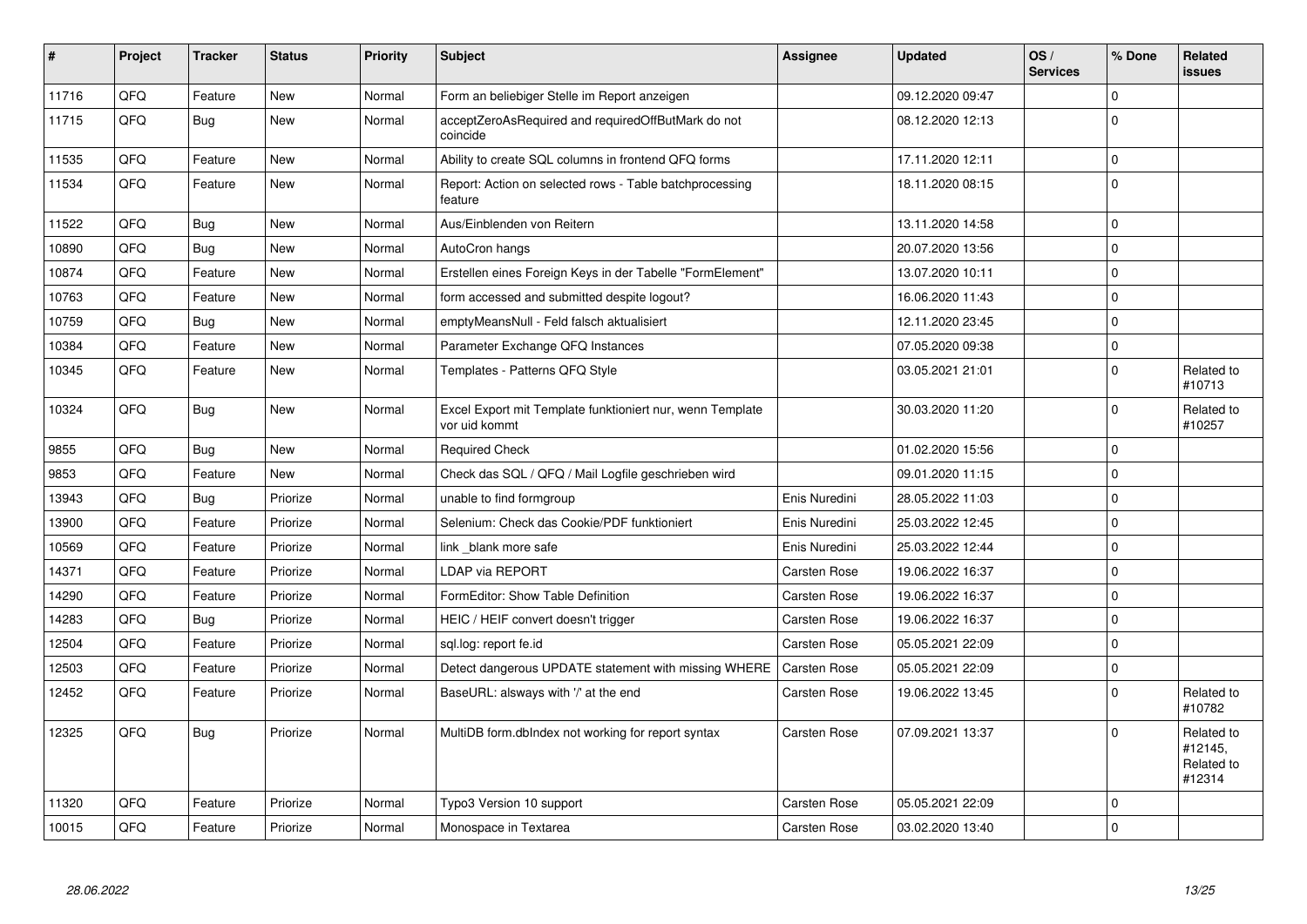| # | Project | Tracker | Status | Priority | Subject | Assignee | Updated | OS / Services | % Done | Related issues |
|---|---|---|---|---|---|---|---|---|---|---|
| 11716 | QFQ | Feature | New | Normal | Form an beliebiger Stelle im Report anzeigen | | 09.12.2020 09:47 | | 0 | |
| 11715 | QFQ | Bug | New | Normal | acceptZeroAsRequired and requiredOffButMark do not coincide | | 08.12.2020 12:13 | | 0 | |
| 11535 | QFQ | Feature | New | Normal | Ability to create SQL columns in frontend QFQ forms | | 17.11.2020 12:11 | | 0 | |
| 11534 | QFQ | Feature | New | Normal | Report: Action on selected rows - Table batchprocessing feature | | 18.11.2020 08:15 | | 0 | |
| 11522 | QFQ | Bug | New | Normal | Aus/Einblenden von Reitern | | 13.11.2020 14:58 | | 0 | |
| 10890 | QFQ | Bug | New | Normal | AutoCron hangs | | 20.07.2020 13:56 | | 0 | |
| 10874 | QFQ | Feature | New | Normal | Erstellen eines Foreign Keys in der Tabelle "FormElement" | | 13.07.2020 10:11 | | 0 | |
| 10763 | QFQ | Feature | New | Normal | form accessed and submitted despite logout? | | 16.06.2020 11:43 | | 0 | |
| 10759 | QFQ | Bug | New | Normal | emptyMeansNull - Feld falsch aktualisiert | | 12.11.2020 23:45 | | 0 | |
| 10384 | QFQ | Feature | New | Normal | Parameter Exchange QFQ Instances | | 07.05.2020 09:38 | | 0 | |
| 10345 | QFQ | Feature | New | Normal | Templates - Patterns QFQ Style | | 03.05.2021 21:01 | | 0 | Related to #10713 |
| 10324 | QFQ | Bug | New | Normal | Excel Export mit Template funktioniert nur, wenn Template vor uid kommt | | 30.03.2020 11:20 | | 0 | Related to #10257 |
| 9855 | QFQ | Bug | New | Normal | Required Check | | 01.02.2020 15:56 | | 0 | |
| 9853 | QFQ | Feature | New | Normal | Check das SQL / QFQ / Mail Logfile geschrieben wird | | 09.01.2020 11:15 | | 0 | |
| 13943 | QFQ | Bug | Priorize | Normal | unable to find formgroup | Enis Nuredini | 28.05.2022 11:03 | | 0 | |
| 13900 | QFQ | Feature | Priorize | Normal | Selenium: Check das Cookie/PDF funktioniert | Enis Nuredini | 25.03.2022 12:45 | | 0 | |
| 10569 | QFQ | Feature | Priorize | Normal | link _blank more safe | Enis Nuredini | 25.03.2022 12:44 | | 0 | |
| 14371 | QFQ | Feature | Priorize | Normal | LDAP via REPORT | Carsten Rose | 19.06.2022 16:37 | | 0 | |
| 14290 | QFQ | Feature | Priorize | Normal | FormEditor: Show Table Definition | Carsten Rose | 19.06.2022 16:37 | | 0 | |
| 14283 | QFQ | Bug | Priorize | Normal | HEIC / HEIF convert doesn't trigger | Carsten Rose | 19.06.2022 16:37 | | 0 | |
| 12504 | QFQ | Feature | Priorize | Normal | sql.log: report fe.id | Carsten Rose | 05.05.2021 22:09 | | 0 | |
| 12503 | QFQ | Feature | Priorize | Normal | Detect dangerous UPDATE statement with missing WHERE | Carsten Rose | 05.05.2021 22:09 | | 0 | |
| 12452 | QFQ | Feature | Priorize | Normal | BaseURL: alsways with '/' at the end | Carsten Rose | 19.06.2022 13:45 | | 0 | Related to #10782 |
| 12325 | QFQ | Bug | Priorize | Normal | MultiDB form.dbIndex not working for report syntax | Carsten Rose | 07.09.2021 13:37 | | 0 | Related to #12145, Related to #12314 |
| 11320 | QFQ | Feature | Priorize | Normal | Typo3 Version 10 support | Carsten Rose | 05.05.2021 22:09 | | 0 | |
| 10015 | QFQ | Feature | Priorize | Normal | Monospace in Textarea | Carsten Rose | 03.02.2020 13:40 | | 0 | |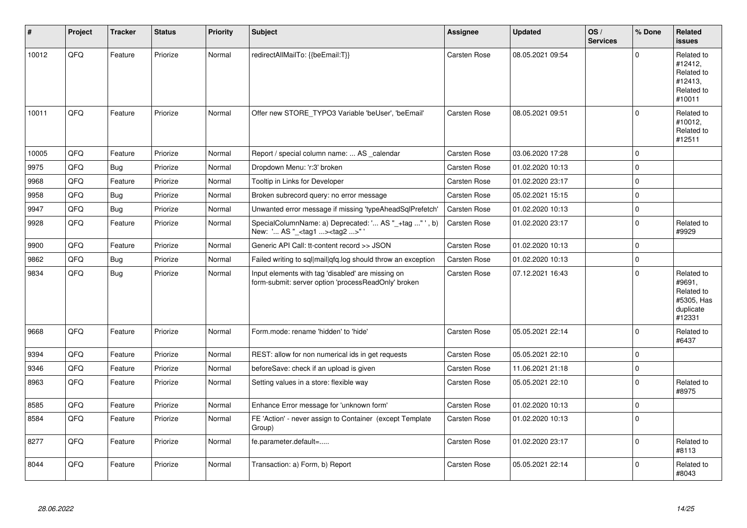| # | Project | Tracker | Status | Priority | Subject | Assignee | Updated | OS / Services | % Done | Related issues |
|---|---|---|---|---|---|---|---|---|---|---|
| 10012 | QFQ | Feature | Priorize | Normal | redirectAllMailTo: {{beEmail:T}} | Carsten Rose | 08.05.2021 09:54 | | 0 | Related to #12412, Related to #12413, Related to #10011 |
| 10011 | QFQ | Feature | Priorize | Normal | Offer new STORE_TYPO3 Variable 'beUser', 'beEmail' | Carsten Rose | 08.05.2021 09:51 | | 0 | Related to #10012, Related to #12511 |
| 10005 | QFQ | Feature | Priorize | Normal | Report / special column name: ... AS _calendar | Carsten Rose | 03.06.2020 17:28 | | 0 | |
| 9975 | QFQ | Bug | Priorize | Normal | Dropdown Menu: 'r:3' broken | Carsten Rose | 01.02.2020 10:13 | | 0 | |
| 9968 | QFQ | Feature | Priorize | Normal | Tooltip in Links for Developer | Carsten Rose | 01.02.2020 23:17 | | 0 | |
| 9958 | QFQ | Bug | Priorize | Normal | Broken subrecord query: no error message | Carsten Rose | 05.02.2021 15:15 | | 0 | |
| 9947 | QFQ | Bug | Priorize | Normal | Unwanted error message if missing 'typeAheadSqlPrefetch' | Carsten Rose | 01.02.2020 10:13 | | 0 | |
| 9928 | QFQ | Feature | Priorize | Normal | SpecialColumnName: a) Deprecated: '... AS "_+tag ..." ', b) New: '... AS "_<tag1 ...><tag2 ...>" ' | Carsten Rose | 01.02.2020 23:17 | | 0 | Related to #9929 |
| 9900 | QFQ | Feature | Priorize | Normal | Generic API Call: tt-content record >> JSON | Carsten Rose | 01.02.2020 10:13 | | 0 | |
| 9862 | QFQ | Bug | Priorize | Normal | Failed writing to sql\|mail\|qfq.log should throw an exception | Carsten Rose | 01.02.2020 10:13 | | 0 | |
| 9834 | QFQ | Bug | Priorize | Normal | Input elements with tag 'disabled' are missing on form-submit: server option 'processReadOnly' broken | Carsten Rose | 07.12.2021 16:43 | | 0 | Related to #9691, Related to #5305, Has duplicate #12331 |
| 9668 | QFQ | Feature | Priorize | Normal | Form.mode: rename 'hidden' to 'hide' | Carsten Rose | 05.05.2021 22:14 | | 0 | Related to #6437 |
| 9394 | QFQ | Feature | Priorize | Normal | REST: allow for non numerical ids in get requests | Carsten Rose | 05.05.2021 22:10 | | 0 | |
| 9346 | QFQ | Feature | Priorize | Normal | beforeSave: check if an upload is given | Carsten Rose | 11.06.2021 21:18 | | 0 | |
| 8963 | QFQ | Feature | Priorize | Normal | Setting values in a store: flexible way | Carsten Rose | 05.05.2021 22:10 | | 0 | Related to #8975 |
| 8585 | QFQ | Feature | Priorize | Normal | Enhance Error message for 'unknown form' | Carsten Rose | 01.02.2020 10:13 | | 0 | |
| 8584 | QFQ | Feature | Priorize | Normal | FE 'Action' - never assign to Container (except Template Group) | Carsten Rose | 01.02.2020 10:13 | | 0 | |
| 8277 | QFQ | Feature | Priorize | Normal | fe.parameter.default=..... | Carsten Rose | 01.02.2020 23:17 | | 0 | Related to #8113 |
| 8044 | QFQ | Feature | Priorize | Normal | Transaction: a) Form, b) Report | Carsten Rose | 05.05.2021 22:14 | | 0 | Related to #8043 |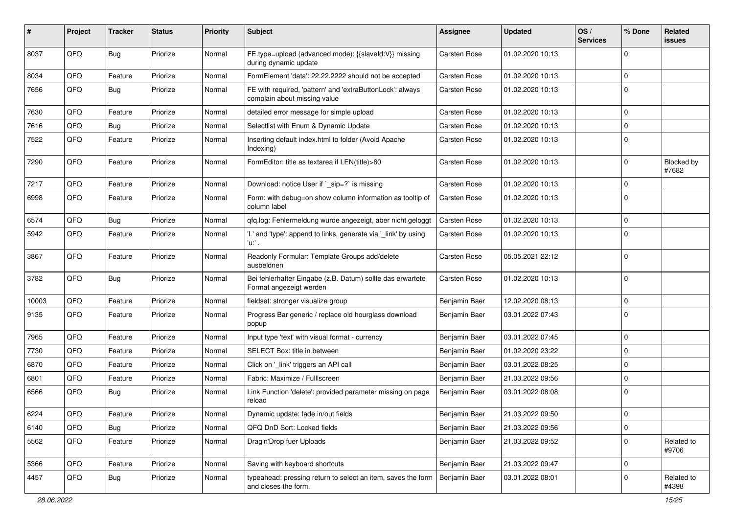| # | Project | Tracker | Status | Priority | Subject | Assignee | Updated | OS / Services | % Done | Related issues |
|---|---|---|---|---|---|---|---|---|---|---|
| 8037 | QFQ | Bug | Priorize | Normal | FE.type=upload (advanced mode): {{slaveId:V}} missing during dynamic update | Carsten Rose | 01.02.2020 10:13 | | 0 | |
| 8034 | QFQ | Feature | Priorize | Normal | FormElement 'data': 22.22.2222 should not be accepted | Carsten Rose | 01.02.2020 10:13 | | 0 | |
| 7656 | QFQ | Bug | Priorize | Normal | FE with required, 'pattern' and 'extraButtonLock': always complain about missing value | Carsten Rose | 01.02.2020 10:13 | | 0 | |
| 7630 | QFQ | Feature | Priorize | Normal | detailed error message for simple upload | Carsten Rose | 01.02.2020 10:13 | | 0 | |
| 7616 | QFQ | Bug | Priorize | Normal | Selectlist with Enum & Dynamic Update | Carsten Rose | 01.02.2020 10:13 | | 0 | |
| 7522 | QFQ | Feature | Priorize | Normal | Inserting default index.html to folder (Avoid Apache Indexing) | Carsten Rose | 01.02.2020 10:13 | | 0 | |
| 7290 | QFQ | Feature | Priorize | Normal | FormEditor: title as textarea if LEN(title)>60 | Carsten Rose | 01.02.2020 10:13 | | 0 | Blocked by #7682 |
| 7217 | QFQ | Feature | Priorize | Normal | Download: notice User if `_sip=?` is missing | Carsten Rose | 01.02.2020 10:13 | | 0 | |
| 6998 | QFQ | Feature | Priorize | Normal | Form: with debug=on show column information as tooltip of column label | Carsten Rose | 01.02.2020 10:13 | | 0 | |
| 6574 | QFQ | Bug | Priorize | Normal | qfq.log: Fehlermeldung wurde angezeigt, aber nicht geloggt | Carsten Rose | 01.02.2020 10:13 | | 0 | |
| 5942 | QFQ | Feature | Priorize | Normal | 'L' and 'type': append to links, generate via '_link' by using 'u:' . | Carsten Rose | 01.02.2020 10:13 | | 0 | |
| 3867 | QFQ | Feature | Priorize | Normal | Readonly Formular: Template Groups add/delete ausbeldnen | Carsten Rose | 05.05.2021 22:12 | | 0 | |
| 3782 | QFQ | Bug | Priorize | Normal | Bei fehlerhafter Eingabe (z.B. Datum) sollte das erwartete Format angezeigt werden | Carsten Rose | 01.02.2020 10:13 | | 0 | |
| 10003 | QFQ | Feature | Priorize | Normal | fieldset: stronger visualize group | Benjamin Baer | 12.02.2020 08:13 | | 0 | |
| 9135 | QFQ | Feature | Priorize | Normal | Progress Bar generic / replace old hourglass download popup | Benjamin Baer | 03.01.2022 07:43 | | 0 | |
| 7965 | QFQ | Feature | Priorize | Normal | Input type 'text' with visual format - currency | Benjamin Baer | 03.01.2022 07:45 | | 0 | |
| 7730 | QFQ | Feature | Priorize | Normal | SELECT Box: title in between | Benjamin Baer | 01.02.2020 23:22 | | 0 | |
| 6870 | QFQ | Feature | Priorize | Normal | Click on '_link' triggers an API call | Benjamin Baer | 03.01.2022 08:25 | | 0 | |
| 6801 | QFQ | Feature | Priorize | Normal | Fabric: Maximize / Fulllscreen | Benjamin Baer | 21.03.2022 09:56 | | 0 | |
| 6566 | QFQ | Bug | Priorize | Normal | Link Function 'delete': provided parameter missing on page reload | Benjamin Baer | 03.01.2022 08:08 | | 0 | |
| 6224 | QFQ | Feature | Priorize | Normal | Dynamic update: fade in/out fields | Benjamin Baer | 21.03.2022 09:50 | | 0 | |
| 6140 | QFQ | Bug | Priorize | Normal | QFQ DnD Sort: Locked fields | Benjamin Baer | 21.03.2022 09:56 | | 0 | |
| 5562 | QFQ | Feature | Priorize | Normal | Drag'n'Drop fuer Uploads | Benjamin Baer | 21.03.2022 09:52 | | 0 | Related to #9706 |
| 5366 | QFQ | Feature | Priorize | Normal | Saving with keyboard shortcuts | Benjamin Baer | 21.03.2022 09:47 | | 0 | |
| 4457 | QFQ | Bug | Priorize | Normal | typeahead: pressing return to select an item, saves the form and closes the form. | Benjamin Baer | 03.01.2022 08:01 | | 0 | Related to #4398 |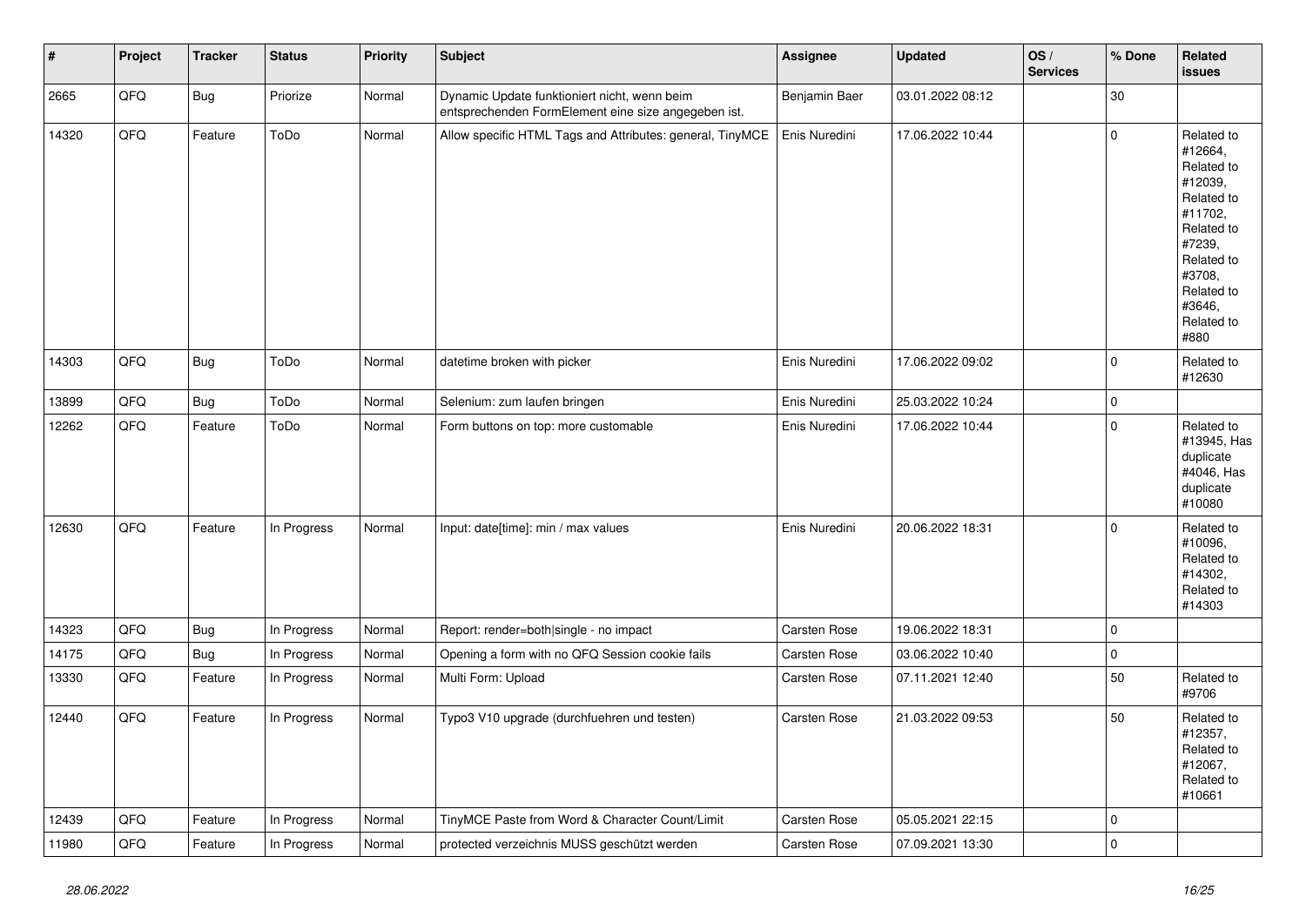| # | Project | Tracker | Status | Priority | Subject | Assignee | Updated | OS / Services | % Done | Related issues |
|---|---|---|---|---|---|---|---|---|---|---|
| 2665 | QFQ | Bug | Priorize | Normal | Dynamic Update funktioniert nicht, wenn beim entsprechenden FormElement eine size angegeben ist. | Benjamin Baer | 03.01.2022 08:12 | | 30 | |
| 14320 | QFQ | Feature | ToDo | Normal | Allow specific HTML Tags and Attributes: general, TinyMCE | Enis Nuredini | 17.06.2022 10:44 | | 0 | Related to #12664, Related to #12039, Related to #11702, Related to #7239, Related to #3708, Related to #3646, Related to #880 |
| 14303 | QFQ | Bug | ToDo | Normal | datetime broken with picker | Enis Nuredini | 17.06.2022 09:02 | | 0 | Related to #12630 |
| 13899 | QFQ | Bug | ToDo | Normal | Selenium: zum laufen bringen | Enis Nuredini | 25.03.2022 10:24 | | 0 | |
| 12262 | QFQ | Feature | ToDo | Normal | Form buttons on top: more customable | Enis Nuredini | 17.06.2022 10:44 | | 0 | Related to #13945, Has duplicate #4046, Has duplicate #10080 |
| 12630 | QFQ | Feature | In Progress | Normal | Input: date[time]: min / max values | Enis Nuredini | 20.06.2022 18:31 | | 0 | Related to #10096, Related to #14302, Related to #14303 |
| 14323 | QFQ | Bug | In Progress | Normal | Report: render=both\|single - no impact | Carsten Rose | 19.06.2022 18:31 | | 0 | |
| 14175 | QFQ | Bug | In Progress | Normal | Opening a form with no QFQ Session cookie fails | Carsten Rose | 03.06.2022 10:40 | | 0 | |
| 13330 | QFQ | Feature | In Progress | Normal | Multi Form: Upload | Carsten Rose | 07.11.2021 12:40 | | 50 | Related to #9706 |
| 12440 | QFQ | Feature | In Progress | Normal | Typo3 V10 upgrade (durchfuehren und testen) | Carsten Rose | 21.03.2022 09:53 | | 50 | Related to #12357, Related to #12067, Related to #10661 |
| 12439 | QFQ | Feature | In Progress | Normal | TinyMCE Paste from Word & Character Count/Limit | Carsten Rose | 05.05.2021 22:15 | | 0 | |
| 11980 | QFQ | Feature | In Progress | Normal | protected verzeichnis MUSS geschützt werden | Carsten Rose | 07.09.2021 13:30 | | 0 | |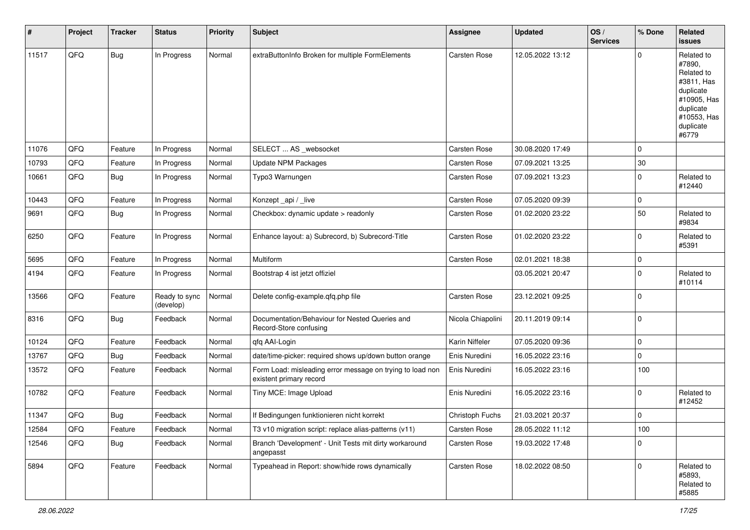| # | Project | Tracker | Status | Priority | Subject | Assignee | Updated | OS / Services | % Done | Related issues |
|---|---|---|---|---|---|---|---|---|---|---|
| 11517 | QFQ | Bug | In Progress | Normal | extraButtonInfo Broken for multiple FormElements | Carsten Rose | 12.05.2022 13:12 | | 0 | Related to #7890, Related to #3811, Has duplicate #10905, Has duplicate #10553, Has duplicate #6779 |
| 11076 | QFQ | Feature | In Progress | Normal | SELECT ... AS _websocket | Carsten Rose | 30.08.2020 17:49 | | 0 | |
| 10793 | QFQ | Feature | In Progress | Normal | Update NPM Packages | Carsten Rose | 07.09.2021 13:25 | | 30 | |
| 10661 | QFQ | Bug | In Progress | Normal | Typo3 Warnungen | Carsten Rose | 07.09.2021 13:23 | | 0 | Related to #12440 |
| 10443 | QFQ | Feature | In Progress | Normal | Konzept _api / _live | Carsten Rose | 07.05.2020 09:39 | | 0 | |
| 9691 | QFQ | Bug | In Progress | Normal | Checkbox: dynamic update > readonly | Carsten Rose | 01.02.2020 23:22 | | 50 | Related to #9834 |
| 6250 | QFQ | Feature | In Progress | Normal | Enhance layout: a) Subrecord, b) Subrecord-Title | Carsten Rose | 01.02.2020 23:22 | | 0 | Related to #5391 |
| 5695 | QFQ | Feature | In Progress | Normal | Multiform | Carsten Rose | 02.01.2021 18:38 | | 0 | |
| 4194 | QFQ | Feature | In Progress | Normal | Bootstrap 4 ist jetzt offiziel | | 03.05.2021 20:47 | | 0 | Related to #10114 |
| 13566 | QFQ | Feature | Ready to sync (develop) | Normal | Delete config-example.qfq.php file | Carsten Rose | 23.12.2021 09:25 | | 0 | |
| 8316 | QFQ | Bug | Feedback | Normal | Documentation/Behaviour for Nested Queries and Record-Store confusing | Nicola Chiapolini | 20.11.2019 09:14 | | 0 | |
| 10124 | QFQ | Feature | Feedback | Normal | qfq AAI-Login | Karin Niffeler | 07.05.2020 09:36 | | 0 | |
| 13767 | QFQ | Bug | Feedback | Normal | date/time-picker: required shows up/down button orange | Enis Nuredini | 16.05.2022 23:16 | | 0 | |
| 13572 | QFQ | Feature | Feedback | Normal | Form Load: misleading error message on trying to load non existent primary record | Enis Nuredini | 16.05.2022 23:16 | | 100 | |
| 10782 | QFQ | Feature | Feedback | Normal | Tiny MCE: Image Upload | Enis Nuredini | 16.05.2022 23:16 | | 0 | Related to #12452 |
| 11347 | QFQ | Bug | Feedback | Normal | If Bedingungen funktionieren nicht korrekt | Christoph Fuchs | 21.03.2021 20:37 | | 0 | |
| 12584 | QFQ | Feature | Feedback | Normal | T3 v10 migration script: replace alias-patterns (v11) | Carsten Rose | 28.05.2022 11:12 | | 100 | |
| 12546 | QFQ | Bug | Feedback | Normal | Branch 'Development' - Unit Tests mit dirty workaround angepasst | Carsten Rose | 19.03.2022 17:48 | | 0 | |
| 5894 | QFQ | Feature | Feedback | Normal | Typeahead in Report: show/hide rows dynamically | Carsten Rose | 18.02.2022 08:50 | | 0 | Related to #5893, Related to #5885 |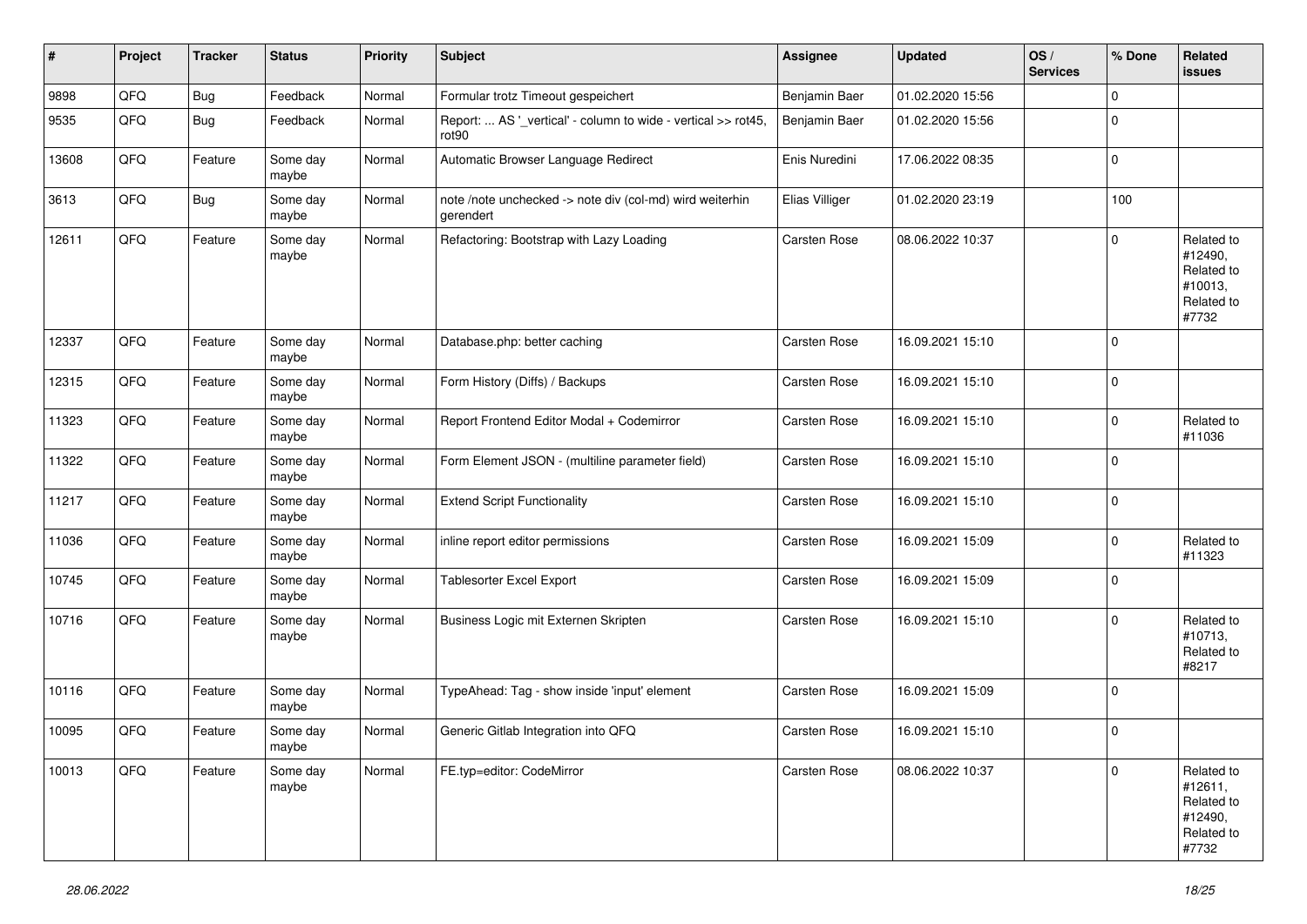| # | Project | Tracker | Status | Priority | Subject | Assignee | Updated | OS / Services | % Done | Related issues |
|---|---|---|---|---|---|---|---|---|---|---|
| 9898 | QFQ | Bug | Feedback | Normal | Formular trotz Timeout gespeichert | Benjamin Baer | 01.02.2020 15:56 | | 0 | |
| 9535 | QFQ | Bug | Feedback | Normal | Report: ... AS '_vertical' - column to wide - vertical >> rot45, rot90 | Benjamin Baer | 01.02.2020 15:56 | | 0 | |
| 13608 | QFQ | Feature | Some day maybe | Normal | Automatic Browser Language Redirect | Enis Nuredini | 17.06.2022 08:35 | | 0 | |
| 3613 | QFQ | Bug | Some day maybe | Normal | note /note unchecked -> note div (col-md) wird weiterhin gerendert | Elias Villiger | 01.02.2020 23:19 | | 100 | |
| 12611 | QFQ | Feature | Some day maybe | Normal | Refactoring: Bootstrap with Lazy Loading | Carsten Rose | 08.06.2022 10:37 | | 0 | Related to #12490, Related to #10013, Related to #7732 |
| 12337 | QFQ | Feature | Some day maybe | Normal | Database.php: better caching | Carsten Rose | 16.09.2021 15:10 | | 0 | |
| 12315 | QFQ | Feature | Some day maybe | Normal | Form History (Diffs) / Backups | Carsten Rose | 16.09.2021 15:10 | | 0 | |
| 11323 | QFQ | Feature | Some day maybe | Normal | Report Frontend Editor Modal + Codemirror | Carsten Rose | 16.09.2021 15:10 | | 0 | Related to #11036 |
| 11322 | QFQ | Feature | Some day maybe | Normal | Form Element JSON - (multiline parameter field) | Carsten Rose | 16.09.2021 15:10 | | 0 | |
| 11217 | QFQ | Feature | Some day maybe | Normal | Extend Script Functionality | Carsten Rose | 16.09.2021 15:10 | | 0 | |
| 11036 | QFQ | Feature | Some day maybe | Normal | inline report editor permissions | Carsten Rose | 16.09.2021 15:09 | | 0 | Related to #11323 |
| 10745 | QFQ | Feature | Some day maybe | Normal | Tablesorter Excel Export | Carsten Rose | 16.09.2021 15:09 | | 0 | |
| 10716 | QFQ | Feature | Some day maybe | Normal | Business Logic mit Externen Skripten | Carsten Rose | 16.09.2021 15:10 | | 0 | Related to #10713, Related to #8217 |
| 10116 | QFQ | Feature | Some day maybe | Normal | TypeAhead: Tag - show inside 'input' element | Carsten Rose | 16.09.2021 15:09 | | 0 | |
| 10095 | QFQ | Feature | Some day maybe | Normal | Generic Gitlab Integration into QFQ | Carsten Rose | 16.09.2021 15:10 | | 0 | |
| 10013 | QFQ | Feature | Some day maybe | Normal | FE.typ=editor: CodeMirror | Carsten Rose | 08.06.2022 10:37 | | 0 | Related to #12611, Related to #12490, Related to #7732 |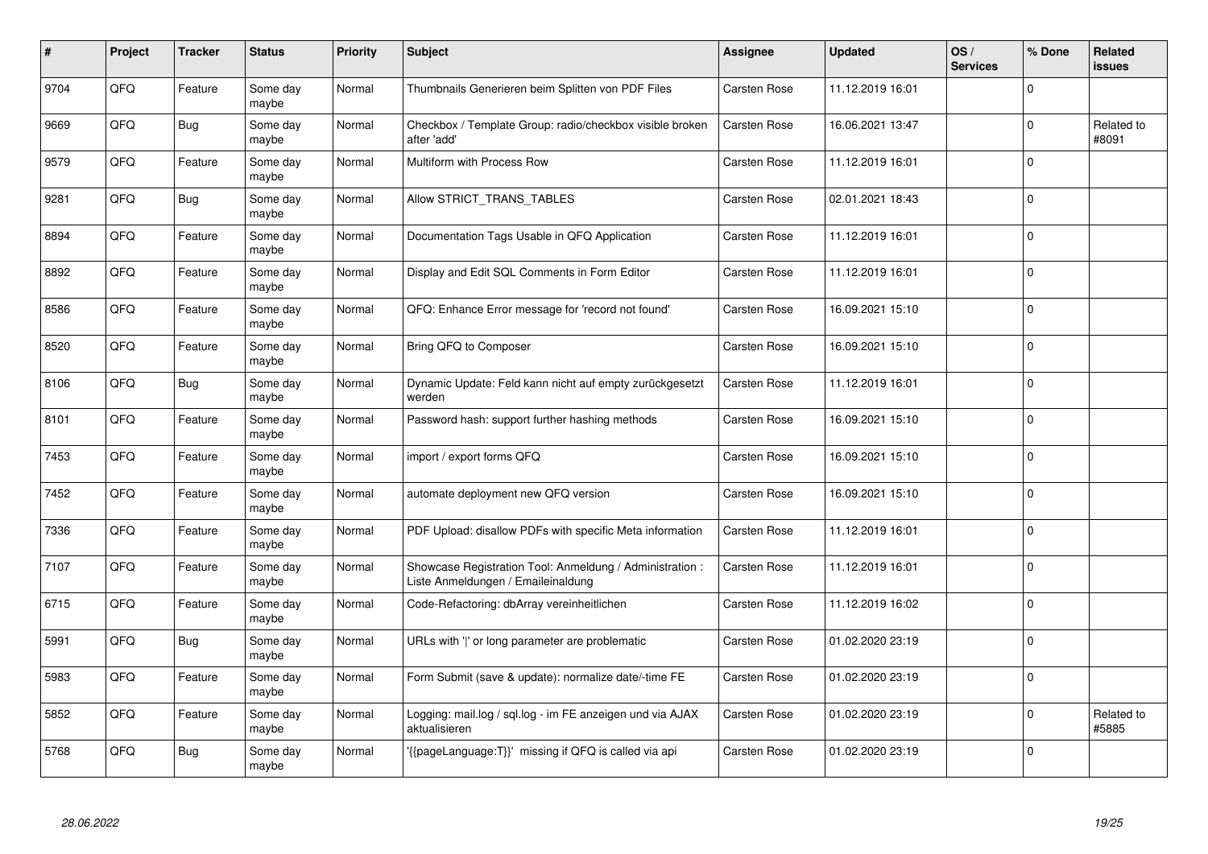| # | Project | Tracker | Status | Priority | Subject | Assignee | Updated | OS / Services | % Done | Related issues |
|---|---|---|---|---|---|---|---|---|---|---|
| 9704 | QFQ | Feature | Some day maybe | Normal | Thumbnails Generieren beim Splitten von PDF Files | Carsten Rose | 11.12.2019 16:01 | | 0 | |
| 9669 | QFQ | Bug | Some day maybe | Normal | Checkbox / Template Group: radio/checkbox visible broken after 'add' | Carsten Rose | 16.06.2021 13:47 | | 0 | Related to #8091 |
| 9579 | QFQ | Feature | Some day maybe | Normal | Multiform with Process Row | Carsten Rose | 11.12.2019 16:01 | | 0 | |
| 9281 | QFQ | Bug | Some day maybe | Normal | Allow STRICT_TRANS_TABLES | Carsten Rose | 02.01.2021 18:43 | | 0 | |
| 8894 | QFQ | Feature | Some day maybe | Normal | Documentation Tags Usable in QFQ Application | Carsten Rose | 11.12.2019 16:01 | | 0 | |
| 8892 | QFQ | Feature | Some day maybe | Normal | Display and Edit SQL Comments in Form Editor | Carsten Rose | 11.12.2019 16:01 | | 0 | |
| 8586 | QFQ | Feature | Some day maybe | Normal | QFQ: Enhance Error message for 'record not found' | Carsten Rose | 16.09.2021 15:10 | | 0 | |
| 8520 | QFQ | Feature | Some day maybe | Normal | Bring QFQ to Composer | Carsten Rose | 16.09.2021 15:10 | | 0 | |
| 8106 | QFQ | Bug | Some day maybe | Normal | Dynamic Update: Feld kann nicht auf empty zurückgesetzt werden | Carsten Rose | 11.12.2019 16:01 | | 0 | |
| 8101 | QFQ | Feature | Some day maybe | Normal | Password hash: support further hashing methods | Carsten Rose | 16.09.2021 15:10 | | 0 | |
| 7453 | QFQ | Feature | Some day maybe | Normal | import / export forms QFQ | Carsten Rose | 16.09.2021 15:10 | | 0 | |
| 7452 | QFQ | Feature | Some day maybe | Normal | automate deployment new QFQ version | Carsten Rose | 16.09.2021 15:10 | | 0 | |
| 7336 | QFQ | Feature | Some day maybe | Normal | PDF Upload: disallow PDFs with specific Meta information | Carsten Rose | 11.12.2019 16:01 | | 0 | |
| 7107 | QFQ | Feature | Some day maybe | Normal | Showcase Registration Tool: Anmeldung / Administration : Liste Anmeldungen / Emaileinaldung | Carsten Rose | 11.12.2019 16:01 | | 0 | |
| 6715 | QFQ | Feature | Some day maybe | Normal | Code-Refactoring: dbArray vereinheitlichen | Carsten Rose | 11.12.2019 16:02 | | 0 | |
| 5991 | QFQ | Bug | Some day maybe | Normal | URLs with '\|' or long parameter are problematic | Carsten Rose | 01.02.2020 23:19 | | 0 | |
| 5983 | QFQ | Feature | Some day maybe | Normal | Form Submit (save & update): normalize date/-time FE | Carsten Rose | 01.02.2020 23:19 | | 0 | |
| 5852 | QFQ | Feature | Some day maybe | Normal | Logging: mail.log / sql.log - im FE anzeigen und via AJAX aktualisieren | Carsten Rose | 01.02.2020 23:19 | | 0 | Related to #5885 |
| 5768 | QFQ | Bug | Some day maybe | Normal | '{{pageLanguage:T}}' missing if QFQ is called via api | Carsten Rose | 01.02.2020 23:19 | | 0 | |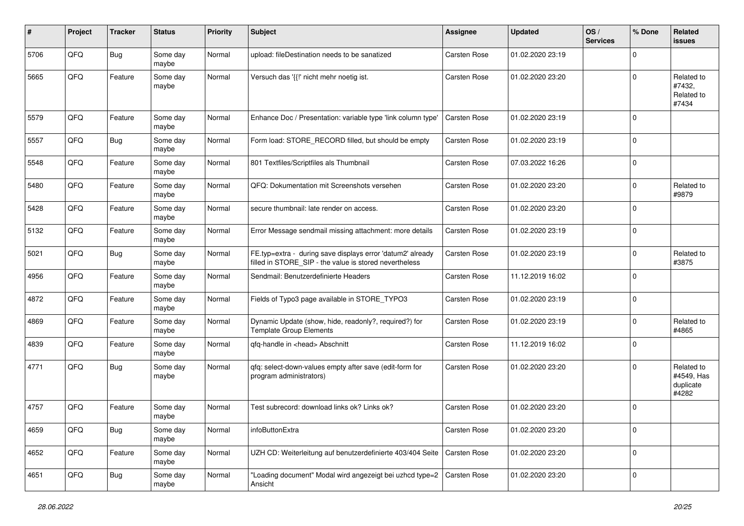| # | Project | Tracker | Status | Priority | Subject | Assignee | Updated | OS / Services | % Done | Related issues |
|---|---|---|---|---|---|---|---|---|---|---|
| 5706 | QFQ | Bug | Some day maybe | Normal | upload: fileDestination needs to be sanatized | Carsten Rose | 01.02.2020 23:19 | | 0 | |
| 5665 | QFQ | Feature | Some day maybe | Normal | Versuch das '{{!' nicht mehr noetig ist. | Carsten Rose | 01.02.2020 23:20 | | 0 | Related to #7432, Related to #7434 |
| 5579 | QFQ | Feature | Some day maybe | Normal | Enhance Doc / Presentation: variable type 'link column type' | Carsten Rose | 01.02.2020 23:19 | | 0 | |
| 5557 | QFQ | Bug | Some day maybe | Normal | Form load: STORE_RECORD filled, but should be empty | Carsten Rose | 01.02.2020 23:19 | | 0 | |
| 5548 | QFQ | Feature | Some day maybe | Normal | 801 Textfiles/Scriptfiles als Thumbnail | Carsten Rose | 07.03.2022 16:26 | | 0 | |
| 5480 | QFQ | Feature | Some day maybe | Normal | QFQ: Dokumentation mit Screenshots versehen | Carsten Rose | 01.02.2020 23:20 | | 0 | Related to #9879 |
| 5428 | QFQ | Feature | Some day maybe | Normal | secure thumbnail: late render on access. | Carsten Rose | 01.02.2020 23:20 | | 0 | |
| 5132 | QFQ | Feature | Some day maybe | Normal | Error Message sendmail missing attachment: more details | Carsten Rose | 01.02.2020 23:19 | | 0 | |
| 5021 | QFQ | Bug | Some day maybe | Normal | FE.typ=extra - during save displays error 'datum2' already filled in STORE_SIP - the value is stored nevertheless | Carsten Rose | 01.02.2020 23:19 | | 0 | Related to #3875 |
| 4956 | QFQ | Feature | Some day maybe | Normal | Sendmail: Benutzerdefinierte Headers | Carsten Rose | 11.12.2019 16:02 | | 0 | |
| 4872 | QFQ | Feature | Some day maybe | Normal | Fields of Typo3 page available in STORE_TYPO3 | Carsten Rose | 01.02.2020 23:19 | | 0 | |
| 4869 | QFQ | Feature | Some day maybe | Normal | Dynamic Update (show, hide, readonly?, required?) for Template Group Elements | Carsten Rose | 01.02.2020 23:19 | | 0 | Related to #4865 |
| 4839 | QFQ | Feature | Some day maybe | Normal | qfq-handle in <head> Abschnitt | Carsten Rose | 11.12.2019 16:02 | | 0 | |
| 4771 | QFQ | Bug | Some day maybe | Normal | qfq: select-down-values empty after save (edit-form for program administrators) | Carsten Rose | 01.02.2020 23:20 | | 0 | Related to #4549, Has duplicate #4282 |
| 4757 | QFQ | Feature | Some day maybe | Normal | Test subrecord: download links ok? Links ok? | Carsten Rose | 01.02.2020 23:20 | | 0 | |
| 4659 | QFQ | Bug | Some day maybe | Normal | infoButtonExtra | Carsten Rose | 01.02.2020 23:20 | | 0 | |
| 4652 | QFQ | Feature | Some day maybe | Normal | UZH CD: Weiterleitung auf benutzerdefinierte 403/404 Seite | Carsten Rose | 01.02.2020 23:20 | | 0 | |
| 4651 | QFQ | Bug | Some day maybe | Normal | "Loading document" Modal wird angezeigt bei uzhcd type=2 Ansicht | Carsten Rose | 01.02.2020 23:20 | | 0 | |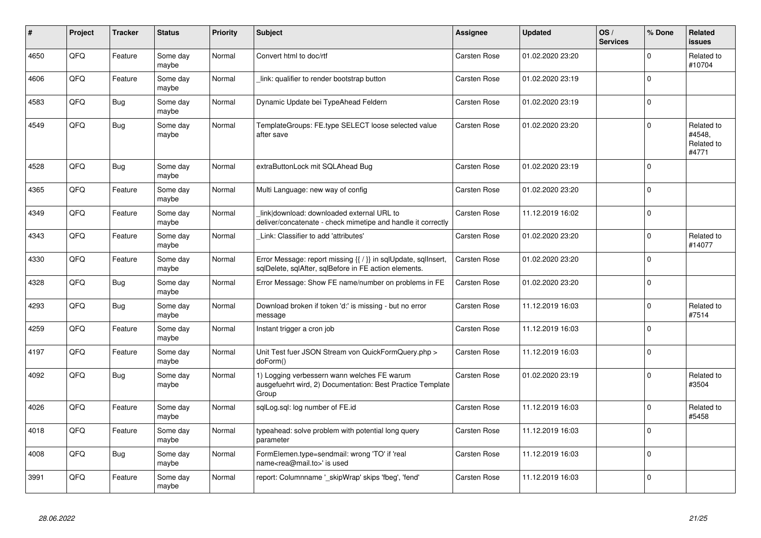| # | Project | Tracker | Status | Priority | Subject | Assignee | Updated | OS / Services | % Done | Related issues |
|---|---|---|---|---|---|---|---|---|---|---|
| 4650 | QFQ | Feature | Some day maybe | Normal | Convert html to doc/rtf | Carsten Rose | 01.02.2020 23:20 | | 0 | Related to #10704 |
| 4606 | QFQ | Feature | Some day maybe | Normal | _link: qualifier to render bootstrap button | Carsten Rose | 01.02.2020 23:19 | | 0 | |
| 4583 | QFQ | Bug | Some day maybe | Normal | Dynamic Update bei TypeAhead Feldern | Carsten Rose | 01.02.2020 23:19 | | 0 | |
| 4549 | QFQ | Bug | Some day maybe | Normal | TemplateGroups: FE.type SELECT loose selected value after save | Carsten Rose | 01.02.2020 23:20 | | 0 | Related to #4548, Related to #4771 |
| 4528 | QFQ | Bug | Some day maybe | Normal | extraButtonLock mit SQLAhead Bug | Carsten Rose | 01.02.2020 23:19 | | 0 | |
| 4365 | QFQ | Feature | Some day maybe | Normal | Multi Language: new way of config | Carsten Rose | 01.02.2020 23:20 | | 0 | |
| 4349 | QFQ | Feature | Some day maybe | Normal | link\|download: downloaded external URL to deliver/concatenate - check mimetipe and handle it correctly | Carsten Rose | 11.12.2019 16:02 | | 0 | |
| 4343 | QFQ | Feature | Some day maybe | Normal | _Link: Classifier to add 'attributes' | Carsten Rose | 01.02.2020 23:20 | | 0 | Related to #14077 |
| 4330 | QFQ | Feature | Some day maybe | Normal | Error Message: report missing {{ / }} in sqlUpdate, sqlInsert, sqlDelete, sqlAfter, sqlBefore in FE action elements. | Carsten Rose | 01.02.2020 23:20 | | 0 | |
| 4328 | QFQ | Bug | Some day maybe | Normal | Error Message: Show FE name/number on problems in FE | Carsten Rose | 01.02.2020 23:20 | | 0 | |
| 4293 | QFQ | Bug | Some day maybe | Normal | Download broken if token 'd:' is missing - but no error message | Carsten Rose | 11.12.2019 16:03 | | 0 | Related to #7514 |
| 4259 | QFQ | Feature | Some day maybe | Normal | Instant trigger a cron job | Carsten Rose | 11.12.2019 16:03 | | 0 | |
| 4197 | QFQ | Feature | Some day maybe | Normal | Unit Test fuer JSON Stream von QuickFormQuery.php > doForm() | Carsten Rose | 11.12.2019 16:03 | | 0 | |
| 4092 | QFQ | Bug | Some day maybe | Normal | 1) Logging verbessern wann welches FE warum ausgefuehrt wird, 2) Documentation: Best Practice Template Group | Carsten Rose | 01.02.2020 23:19 | | 0 | Related to #3504 |
| 4026 | QFQ | Feature | Some day maybe | Normal | sqlLog.sql: log number of FE.id | Carsten Rose | 11.12.2019 16:03 | | 0 | Related to #5458 |
| 4018 | QFQ | Feature | Some day maybe | Normal | typeahead: solve problem with potential long query parameter | Carsten Rose | 11.12.2019 16:03 | | 0 | |
| 4008 | QFQ | Bug | Some day maybe | Normal | FormElemen.type=sendmail: wrong 'TO' if 'real name<rea@mail.to>' is used | Carsten Rose | 11.12.2019 16:03 | | 0 | |
| 3991 | QFQ | Feature | Some day maybe | Normal | report: Columnname '_skipWrap' skips 'fbeg', 'fend' | Carsten Rose | 11.12.2019 16:03 | | 0 | |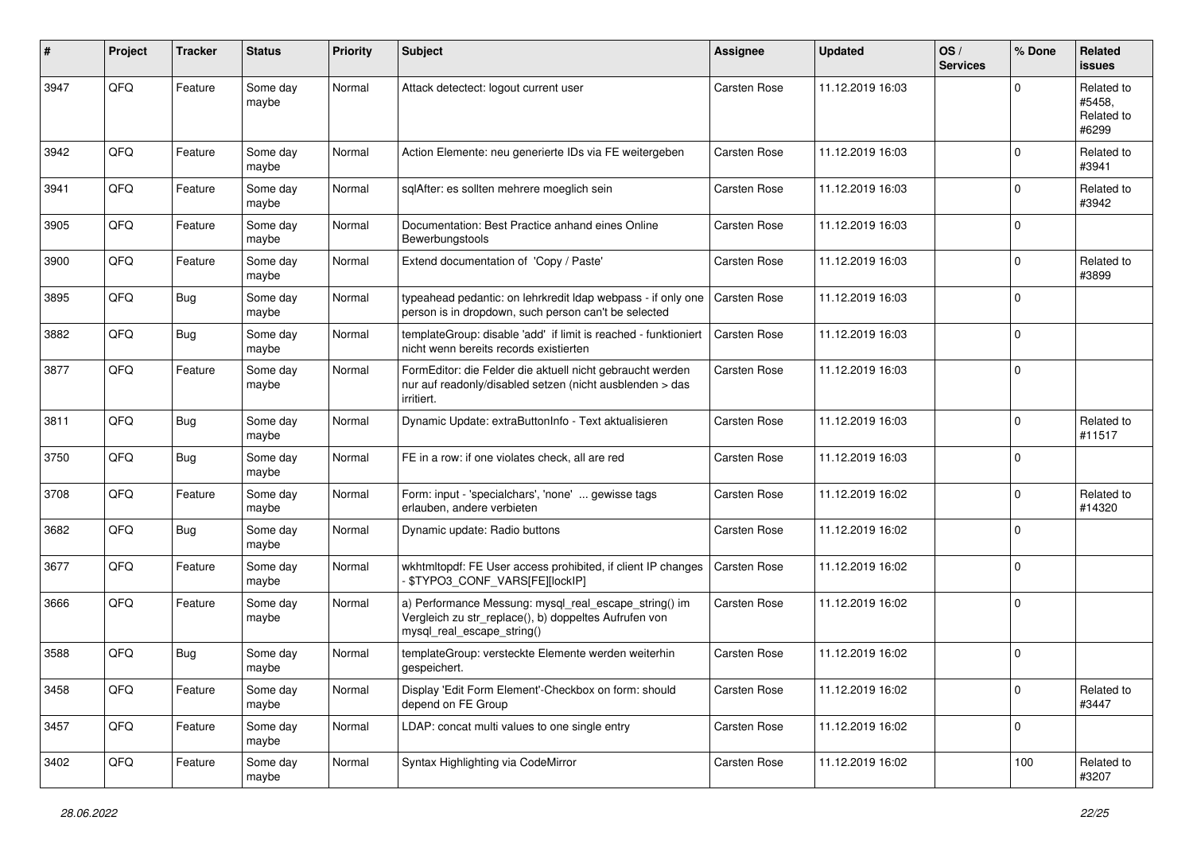| # | Project | Tracker | Status | Priority | Subject | Assignee | Updated | OS / Services | % Done | Related issues |
|---|---|---|---|---|---|---|---|---|---|---|
| 3947 | QFQ | Feature | Some day maybe | Normal | Attack detectect: logout current user | Carsten Rose | 11.12.2019 16:03 | | 0 | Related to #5458, Related to #6299 |
| 3942 | QFQ | Feature | Some day maybe | Normal | Action Elemente: neu generierte IDs via FE weitergeben | Carsten Rose | 11.12.2019 16:03 | | 0 | Related to #3941 |
| 3941 | QFQ | Feature | Some day maybe | Normal | sqlAfter: es sollten mehrere moeglich sein | Carsten Rose | 11.12.2019 16:03 | | 0 | Related to #3942 |
| 3905 | QFQ | Feature | Some day maybe | Normal | Documentation: Best Practice anhand eines Online Bewerbungstools | Carsten Rose | 11.12.2019 16:03 | | 0 | |
| 3900 | QFQ | Feature | Some day maybe | Normal | Extend documentation of 'Copy / Paste' | Carsten Rose | 11.12.2019 16:03 | | 0 | Related to #3899 |
| 3895 | QFQ | Bug | Some day maybe | Normal | typeahead pedantic: on lehrkredit ldap webpass - if only one person is in dropdown, such person can't be selected | Carsten Rose | 11.12.2019 16:03 | | 0 | |
| 3882 | QFQ | Bug | Some day maybe | Normal | templateGroup: disable 'add' if limit is reached - funktioniert nicht wenn bereits records existierten | Carsten Rose | 11.12.2019 16:03 | | 0 | |
| 3877 | QFQ | Feature | Some day maybe | Normal | FormEditor: die Felder die aktuell nicht gebraucht werden nur auf readonly/disabled setzen (nicht ausblenden > das irritiert. | Carsten Rose | 11.12.2019 16:03 | | 0 | |
| 3811 | QFQ | Bug | Some day maybe | Normal | Dynamic Update: extraButtonInfo - Text aktualisieren | Carsten Rose | 11.12.2019 16:03 | | 0 | Related to #11517 |
| 3750 | QFQ | Bug | Some day maybe | Normal | FE in a row: if one violates check, all are red | Carsten Rose | 11.12.2019 16:03 | | 0 | |
| 3708 | QFQ | Feature | Some day maybe | Normal | Form: input - 'specialchars', 'none' ... gewisse tags erlauben, andere verbieten | Carsten Rose | 11.12.2019 16:02 | | 0 | Related to #14320 |
| 3682 | QFQ | Bug | Some day maybe | Normal | Dynamic update: Radio buttons | Carsten Rose | 11.12.2019 16:02 | | 0 | |
| 3677 | QFQ | Feature | Some day maybe | Normal | wkhtmltopdf: FE User access prohibited, if client IP changes - $TYPO3_CONF_VARS[FE][lockIP] | Carsten Rose | 11.12.2019 16:02 | | 0 | |
| 3666 | QFQ | Feature | Some day maybe | Normal | a) Performance Messung: mysql_real_escape_string() im Vergleich zu str_replace(), b) doppeltes Aufrufen von mysql_real_escape_string() | Carsten Rose | 11.12.2019 16:02 | | 0 | |
| 3588 | QFQ | Bug | Some day maybe | Normal | templateGroup: versteckte Elemente werden weiterhin gespeichert. | Carsten Rose | 11.12.2019 16:02 | | 0 | |
| 3458 | QFQ | Feature | Some day maybe | Normal | Display 'Edit Form Element'-Checkbox on form: should depend on FE Group | Carsten Rose | 11.12.2019 16:02 | | 0 | Related to #3447 |
| 3457 | QFQ | Feature | Some day maybe | Normal | LDAP: concat multi values to one single entry | Carsten Rose | 11.12.2019 16:02 | | 0 | |
| 3402 | QFQ | Feature | Some day maybe | Normal | Syntax Highlighting via CodeMirror | Carsten Rose | 11.12.2019 16:02 | | 100 | Related to #3207 |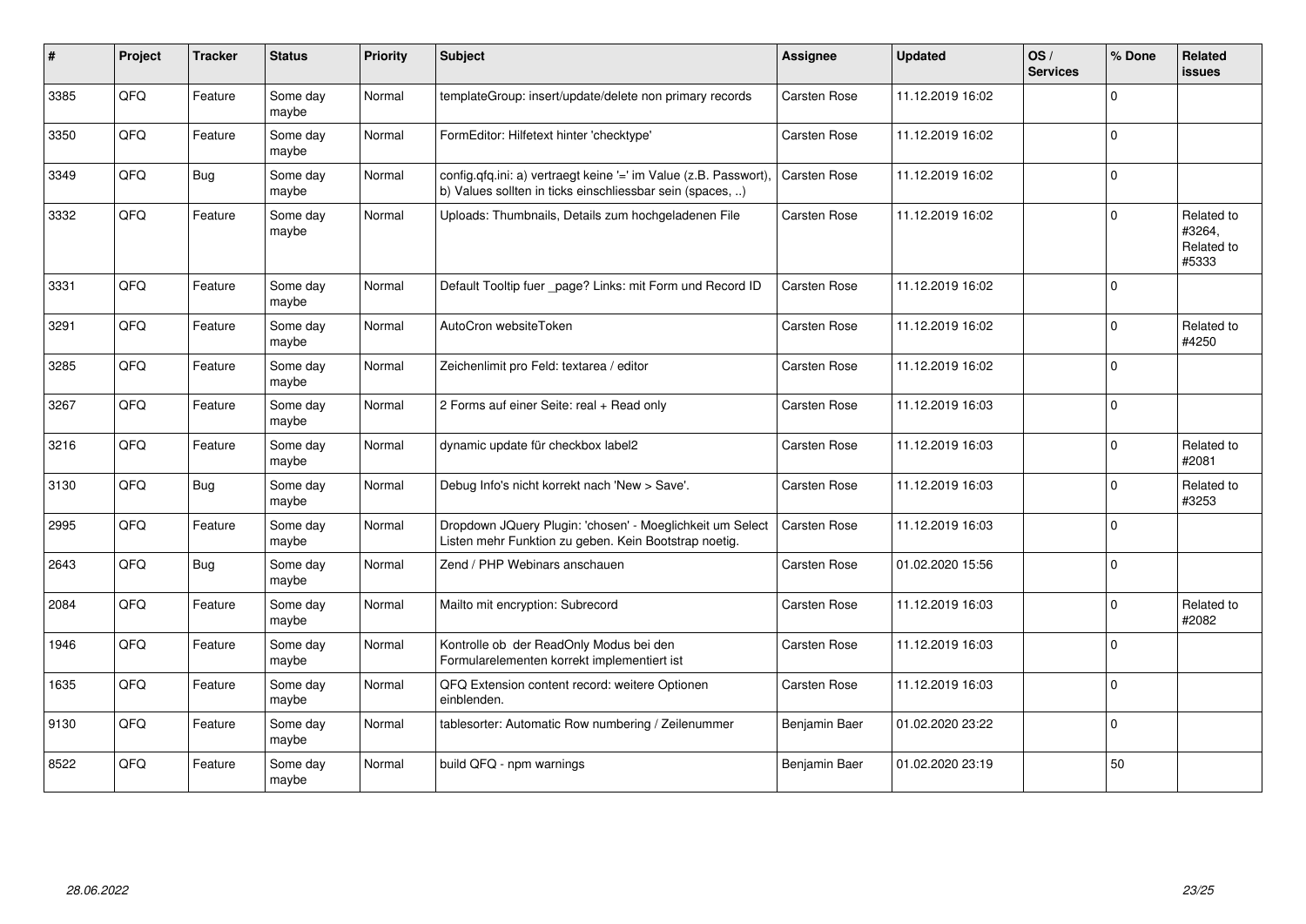| # | Project | Tracker | Status | Priority | Subject | Assignee | Updated | OS / Services | % Done | Related issues |
|---|---|---|---|---|---|---|---|---|---|---|
| 3385 | QFQ | Feature | Some day maybe | Normal | templateGroup: insert/update/delete non primary records | Carsten Rose | 11.12.2019 16:02 | | 0 | |
| 3350 | QFQ | Feature | Some day maybe | Normal | FormEditor: Hilfetext hinter 'checktype' | Carsten Rose | 11.12.2019 16:02 | | 0 | |
| 3349 | QFQ | Bug | Some day maybe | Normal | config.qfq.ini: a) vertraegt keine '=' im Value (z.B. Passwort), b) Values sollten in ticks einschliessbar sein (spaces, ..) | Carsten Rose | 11.12.2019 16:02 | | 0 | |
| 3332 | QFQ | Feature | Some day maybe | Normal | Uploads: Thumbnails, Details zum hochgeladenen File | Carsten Rose | 11.12.2019 16:02 | | 0 | Related to #3264, Related to #5333 |
| 3331 | QFQ | Feature | Some day maybe | Normal | Default Tooltip fuer _page? Links: mit Form und Record ID | Carsten Rose | 11.12.2019 16:02 | | 0 | |
| 3291 | QFQ | Feature | Some day maybe | Normal | AutoCron websiteToken | Carsten Rose | 11.12.2019 16:02 | | 0 | Related to #4250 |
| 3285 | QFQ | Feature | Some day maybe | Normal | Zeichenlimit pro Feld: textarea / editor | Carsten Rose | 11.12.2019 16:02 | | 0 | |
| 3267 | QFQ | Feature | Some day maybe | Normal | 2 Forms auf einer Seite: real + Read only | Carsten Rose | 11.12.2019 16:03 | | 0 | |
| 3216 | QFQ | Feature | Some day maybe | Normal | dynamic update für checkbox label2 | Carsten Rose | 11.12.2019 16:03 | | 0 | Related to #2081 |
| 3130 | QFQ | Bug | Some day maybe | Normal | Debug Info's nicht korrekt nach 'New > Save'. | Carsten Rose | 11.12.2019 16:03 | | 0 | Related to #3253 |
| 2995 | QFQ | Feature | Some day maybe | Normal | Dropdown JQuery Plugin: 'chosen' - Moeglichkeit um Select Listen mehr Funktion zu geben. Kein Bootstrap noetig. | Carsten Rose | 11.12.2019 16:03 | | 0 | |
| 2643 | QFQ | Bug | Some day maybe | Normal | Zend / PHP Webinars anschauen | Carsten Rose | 01.02.2020 15:56 | | 0 | |
| 2084 | QFQ | Feature | Some day maybe | Normal | Mailto mit encryption: Subrecord | Carsten Rose | 11.12.2019 16:03 | | 0 | Related to #2082 |
| 1946 | QFQ | Feature | Some day maybe | Normal | Kontrolle ob der ReadOnly Modus bei den Formularelementen korrekt implementiert ist | Carsten Rose | 11.12.2019 16:03 | | 0 | |
| 1635 | QFQ | Feature | Some day maybe | Normal | QFQ Extension content record: weitere Optionen einblenden. | Carsten Rose | 11.12.2019 16:03 | | 0 | |
| 9130 | QFQ | Feature | Some day maybe | Normal | tablesorter: Automatic Row numbering / Zeilenummer | Benjamin Baer | 01.02.2020 23:22 | | 0 | |
| 8522 | QFQ | Feature | Some day maybe | Normal | build QFQ - npm warnings | Benjamin Baer | 01.02.2020 23:19 | | 50 | |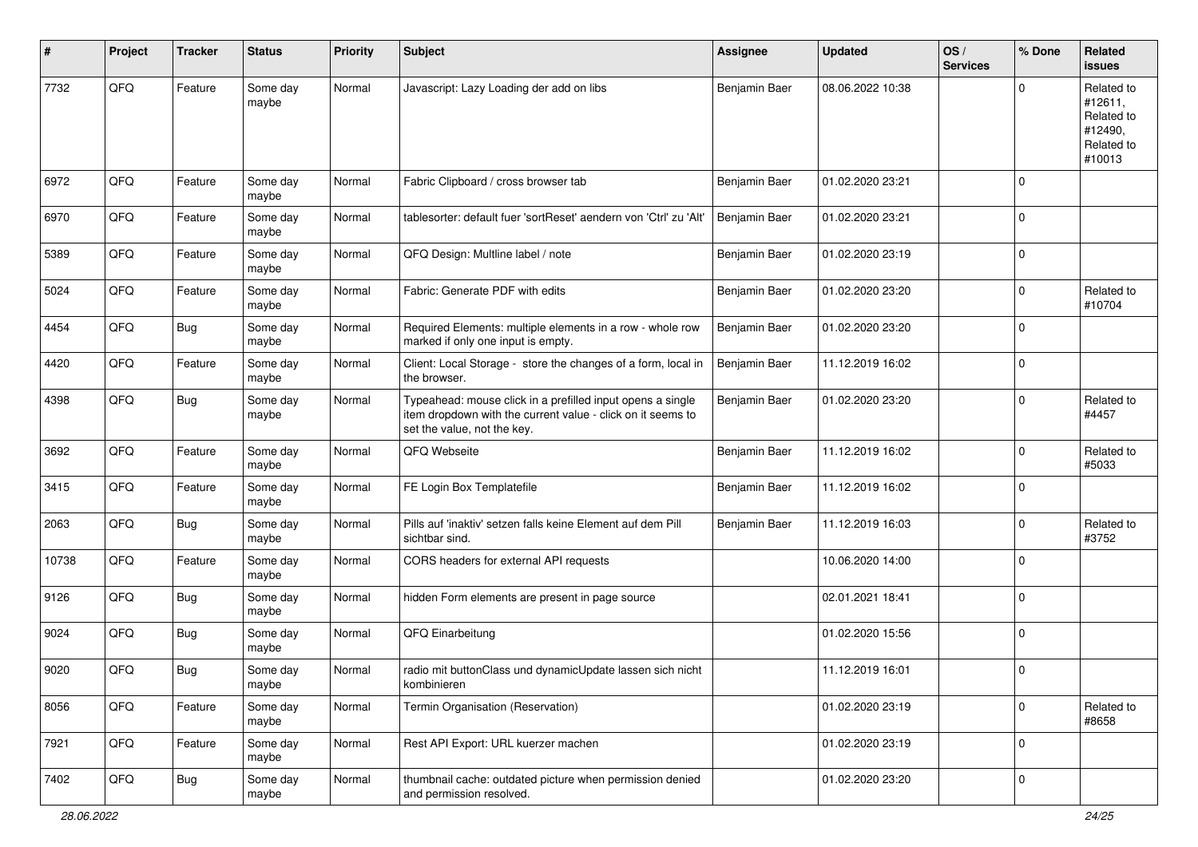| # | Project | Tracker | Status | Priority | Subject | Assignee | Updated | OS / Services | % Done | Related issues |
|---|---|---|---|---|---|---|---|---|---|---|
| 7732 | QFQ | Feature | Some day maybe | Normal | Javascript: Lazy Loading der add on libs | Benjamin Baer | 08.06.2022 10:38 | | 0 | Related to #12611, Related to #12490, Related to #10013 |
| 6972 | QFQ | Feature | Some day maybe | Normal | Fabric Clipboard / cross browser tab | Benjamin Baer | 01.02.2020 23:21 | | 0 | |
| 6970 | QFQ | Feature | Some day maybe | Normal | tablesorter: default fuer 'sortReset' aendern von 'Ctrl' zu 'Alt' | Benjamin Baer | 01.02.2020 23:21 | | 0 | |
| 5389 | QFQ | Feature | Some day maybe | Normal | QFQ Design: Multline label / note | Benjamin Baer | 01.02.2020 23:19 | | 0 | |
| 5024 | QFQ | Feature | Some day maybe | Normal | Fabric: Generate PDF with edits | Benjamin Baer | 01.02.2020 23:20 | | 0 | Related to #10704 |
| 4454 | QFQ | Bug | Some day maybe | Normal | Required Elements: multiple elements in a row - whole row marked if only one input is empty. | Benjamin Baer | 01.02.2020 23:20 | | 0 | |
| 4420 | QFQ | Feature | Some day maybe | Normal | Client: Local Storage - store the changes of a form, local in the browser. | Benjamin Baer | 11.12.2019 16:02 | | 0 | |
| 4398 | QFQ | Bug | Some day maybe | Normal | Typeahead: mouse click in a prefilled input opens a single item dropdown with the current value - click on it seems to set the value, not the key. | Benjamin Baer | 01.02.2020 23:20 | | 0 | Related to #4457 |
| 3692 | QFQ | Feature | Some day maybe | Normal | QFQ Webseite | Benjamin Baer | 11.12.2019 16:02 | | 0 | Related to #5033 |
| 3415 | QFQ | Feature | Some day maybe | Normal | FE Login Box Templatefile | Benjamin Baer | 11.12.2019 16:02 | | 0 | |
| 2063 | QFQ | Bug | Some day maybe | Normal | Pills auf 'inaktiv' setzen falls keine Element auf dem Pill sichtbar sind. | Benjamin Baer | 11.12.2019 16:03 | | 0 | Related to #3752 |
| 10738 | QFQ | Feature | Some day maybe | Normal | CORS headers for external API requests | | 10.06.2020 14:00 | | 0 | |
| 9126 | QFQ | Bug | Some day maybe | Normal | hidden Form elements are present in page source | | 02.01.2021 18:41 | | 0 | |
| 9024 | QFQ | Bug | Some day maybe | Normal | QFQ Einarbeitung | | 01.02.2020 15:56 | | 0 | |
| 9020 | QFQ | Bug | Some day maybe | Normal | radio mit buttonClass und dynamicUpdate lassen sich nicht kombinieren | | 11.12.2019 16:01 | | 0 | |
| 8056 | QFQ | Feature | Some day maybe | Normal | Termin Organisation (Reservation) | | 01.02.2020 23:19 | | 0 | Related to #8658 |
| 7921 | QFQ | Feature | Some day maybe | Normal | Rest API Export: URL kuerzer machen | | 01.02.2020 23:19 | | 0 | |
| 7402 | QFQ | Bug | Some day maybe | Normal | thumbnail cache: outdated picture when permission denied and permission resolved. | | 01.02.2020 23:20 | | 0 | |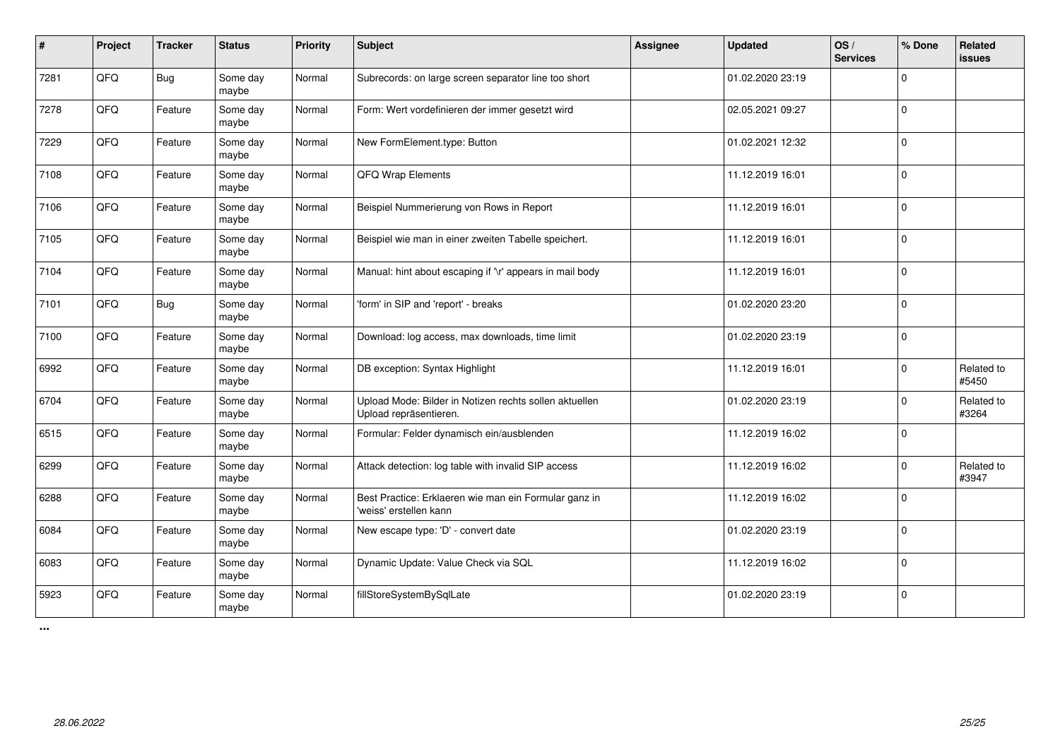| # | Project | Tracker | Status | Priority | Subject | Assignee | Updated | OS / Services | % Done | Related issues |
|---|---|---|---|---|---|---|---|---|---|---|
| 7281 | QFQ | Bug | Some day maybe | Normal | Subrecords: on large screen separator line too short | | 01.02.2020 23:19 | | 0 | |
| 7278 | QFQ | Feature | Some day maybe | Normal | Form: Wert vordefinieren der immer gesetzt wird | | 02.05.2021 09:27 | | 0 | |
| 7229 | QFQ | Feature | Some day maybe | Normal | New FormElement.type: Button | | 01.02.2021 12:32 | | 0 | |
| 7108 | QFQ | Feature | Some day maybe | Normal | QFQ Wrap Elements | | 11.12.2019 16:01 | | 0 | |
| 7106 | QFQ | Feature | Some day maybe | Normal | Beispiel Nummerierung von Rows in Report | | 11.12.2019 16:01 | | 0 | |
| 7105 | QFQ | Feature | Some day maybe | Normal | Beispiel wie man in einer zweiten Tabelle speichert. | | 11.12.2019 16:01 | | 0 | |
| 7104 | QFQ | Feature | Some day maybe | Normal | Manual: hint about escaping if '\r' appears in mail body | | 11.12.2019 16:01 | | 0 | |
| 7101 | QFQ | Bug | Some day maybe | Normal | 'form' in SIP and 'report' - breaks | | 01.02.2020 23:20 | | 0 | |
| 7100 | QFQ | Feature | Some day maybe | Normal | Download: log access, max downloads, time limit | | 01.02.2020 23:19 | | 0 | |
| 6992 | QFQ | Feature | Some day maybe | Normal | DB exception: Syntax Highlight | | 11.12.2019 16:01 | | 0 | Related to #5450 |
| 6704 | QFQ | Feature | Some day maybe | Normal | Upload Mode: Bilder in Notizen rechts sollen aktuellen Upload repräsentieren. | | 01.02.2020 23:19 | | 0 | Related to #3264 |
| 6515 | QFQ | Feature | Some day maybe | Normal | Formular: Felder dynamisch ein/ausblenden | | 11.12.2019 16:02 | | 0 | |
| 6299 | QFQ | Feature | Some day maybe | Normal | Attack detection: log table with invalid SIP access | | 11.12.2019 16:02 | | 0 | Related to #3947 |
| 6288 | QFQ | Feature | Some day maybe | Normal | Best Practice: Erklaeren wie man ein Formular ganz in 'weiss' erstellen kann | | 11.12.2019 16:02 | | 0 | |
| 6084 | QFQ | Feature | Some day maybe | Normal | New escape type: 'D' - convert date | | 01.02.2020 23:19 | | 0 | |
| 6083 | QFQ | Feature | Some day maybe | Normal | Dynamic Update: Value Check via SQL | | 11.12.2019 16:02 | | 0 | |
| 5923 | QFQ | Feature | Some day maybe | Normal | fillStoreSystemBySqlLate | | 01.02.2020 23:19 | | 0 | |

...